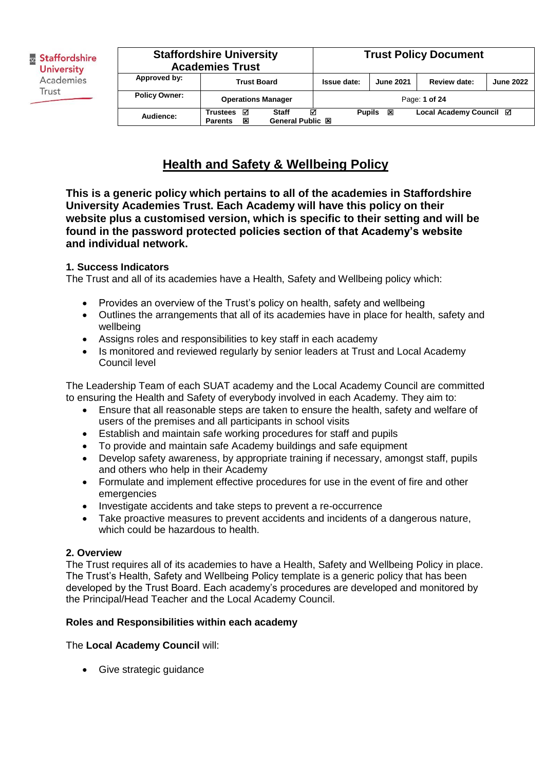Staffordshire University Academies Trust

| Staffordshire University Academies Trust | | Trust Policy Document | | | |
|---|---|---|---|---|---|
| Approved by: | Trust Board | Issue date: | June 2021 | Review date: | June 2022 |
| Policy Owner: | Operations Manager | Page: 1 of 24 | | | |
| Audience: | Trustees ☑ Staff ☑ Parents ☒ General Public ☒ | Pupils ☒ | | Local Academy Council ☑ | |

# Health and Safety & Wellbeing Policy

**This is a generic policy which pertains to all of the academies in Staffordshire University Academies Trust. Each Academy will have this policy on their website plus a customised version, which is specific to their setting and will be found in the password protected policies section of that Academy's website and individual network.**

### 1. Success Indicators

The Trust and all of its academies have a Health, Safety and Wellbeing policy which:

- Provides an overview of the Trust's policy on health, safety and wellbeing
- Outlines the arrangements that all of its academies have in place for health, safety and wellbeing
- Assigns roles and responsibilities to key staff in each academy
- Is monitored and reviewed regularly by senior leaders at Trust and Local Academy Council level

The Leadership Team of each SUAT academy and the Local Academy Council are committed to ensuring the Health and Safety of everybody involved in each Academy. They aim to:

- Ensure that all reasonable steps are taken to ensure the health, safety and welfare of users of the premises and all participants in school visits
- Establish and maintain safe working procedures for staff and pupils
- To provide and maintain safe Academy buildings and safe equipment
- Develop safety awareness, by appropriate training if necessary, amongst staff, pupils and others who help in their Academy
- Formulate and implement effective procedures for use in the event of fire and other emergencies
- Investigate accidents and take steps to prevent a re-occurrence
- Take proactive measures to prevent accidents and incidents of a dangerous nature, which could be hazardous to health.

### 2. Overview

The Trust requires all of its academies to have a Health, Safety and Wellbeing Policy in place. The Trust's Health, Safety and Wellbeing Policy template is a generic policy that has been developed by the Trust Board. Each academy's procedures are developed and monitored by the Principal/Head Teacher and the Local Academy Council.

**Roles and Responsibilities within each academy**

The **Local Academy Council** will:

- Give strategic guidance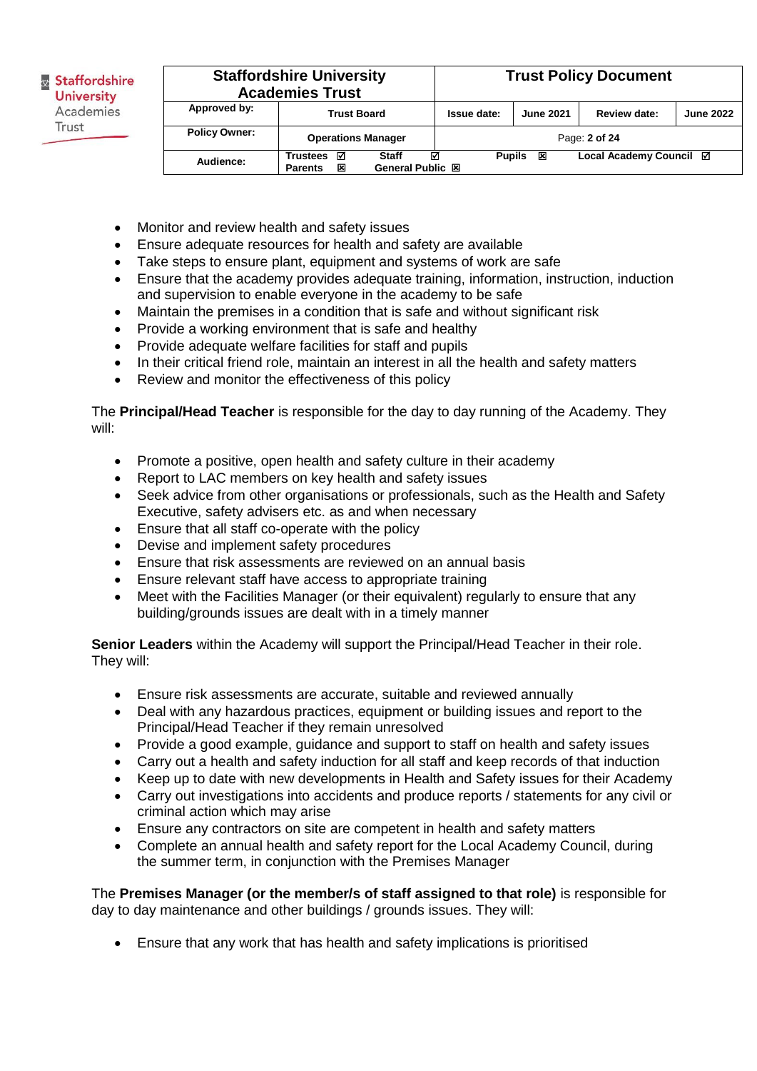- Monitor and review health and safety issues
- Ensure adequate resources for health and safety are available
- Take steps to ensure plant, equipment and systems of work are safe
- Ensure that the academy provides adequate training, information, instruction, induction and supervision to enable everyone in the academy to be safe
- Maintain the premises in a condition that is safe and without significant risk
- Provide a working environment that is safe and healthy
- Provide adequate welfare facilities for staff and pupils
- In their critical friend role, maintain an interest in all the health and safety matters
- Review and monitor the effectiveness of this policy

The **Principal/Head Teacher** is responsible for the day to day running of the Academy. They will:

- Promote a positive, open health and safety culture in their academy
- Report to LAC members on key health and safety issues
- Seek advice from other organisations or professionals, such as the Health and Safety Executive, safety advisers etc. as and when necessary
- Ensure that all staff co-operate with the policy
- Devise and implement safety procedures
- Ensure that risk assessments are reviewed on an annual basis
- Ensure relevant staff have access to appropriate training
- Meet with the Facilities Manager (or their equivalent) regularly to ensure that any building/grounds issues are dealt with in a timely manner

**Senior Leaders** within the Academy will support the Principal/Head Teacher in their role. They will:

- Ensure risk assessments are accurate, suitable and reviewed annually
- Deal with any hazardous practices, equipment or building issues and report to the Principal/Head Teacher if they remain unresolved
- Provide a good example, guidance and support to staff on health and safety issues
- Carry out a health and safety induction for all staff and keep records of that induction
- Keep up to date with new developments in Health and Safety issues for their Academy
- Carry out investigations into accidents and produce reports / statements for any civil or criminal action which may arise
- Ensure any contractors on site are competent in health and safety matters
- Complete an annual health and safety report for the Local Academy Council, during the summer term, in conjunction with the Premises Manager

The **Premises Manager (or the member/s of staff assigned to that role)** is responsible for day to day maintenance and other buildings / grounds issues. They will:

- Ensure that any work that has health and safety implications is prioritised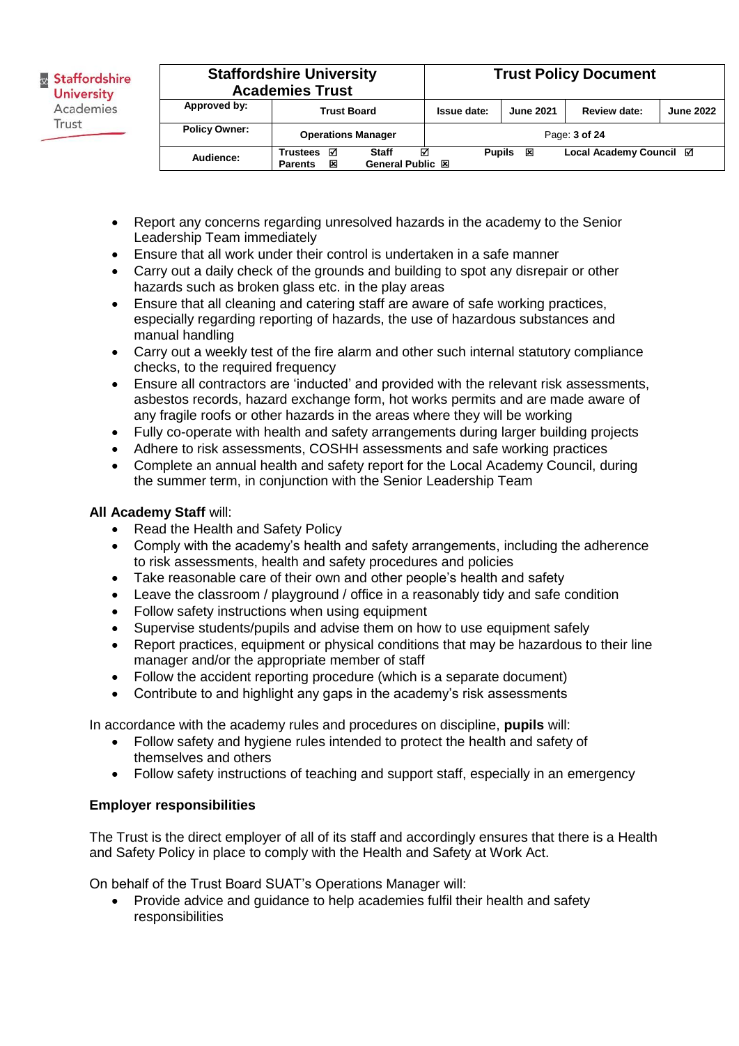- Report any concerns regarding unresolved hazards in the academy to the Senior Leadership Team immediately
- Ensure that all work under their control is undertaken in a safe manner
- Carry out a daily check of the grounds and building to spot any disrepair or other hazards such as broken glass etc. in the play areas
- Ensure that all cleaning and catering staff are aware of safe working practices, especially regarding reporting of hazards, the use of hazardous substances and manual handling
- Carry out a weekly test of the fire alarm and other such internal statutory compliance checks, to the required frequency
- Ensure all contractors are 'inducted' and provided with the relevant risk assessments, asbestos records, hazard exchange form, hot works permits and are made aware of any fragile roofs or other hazards in the areas where they will be working
- Fully co-operate with health and safety arrangements during larger building projects
- Adhere to risk assessments, COSHH assessments and safe working practices
- Complete an annual health and safety report for the Local Academy Council, during the summer term, in conjunction with the Senior Leadership Team

**All Academy Staff** will:

- Read the Health and Safety Policy
- Comply with the academy's health and safety arrangements, including the adherence to risk assessments, health and safety procedures and policies
- Take reasonable care of their own and other people's health and safety
- Leave the classroom / playground / office in a reasonably tidy and safe condition
- Follow safety instructions when using equipment
- Supervise students/pupils and advise them on how to use equipment safely
- Report practices, equipment or physical conditions that may be hazardous to their line manager and/or the appropriate member of staff
- Follow the accident reporting procedure (which is a separate document)
- Contribute to and highlight any gaps in the academy's risk assessments

In accordance with the academy rules and procedures on discipline, **pupils** will:

- Follow safety and hygiene rules intended to protect the health and safety of themselves and others
- Follow safety instructions of teaching and support staff, especially in an emergency

**Employer responsibilities**

The Trust is the direct employer of all of its staff and accordingly ensures that there is a Health and Safety Policy in place to comply with the Health and Safety at Work Act.

On behalf of the Trust Board SUAT's Operations Manager will:

- Provide advice and guidance to help academies fulfil their health and safety responsibilities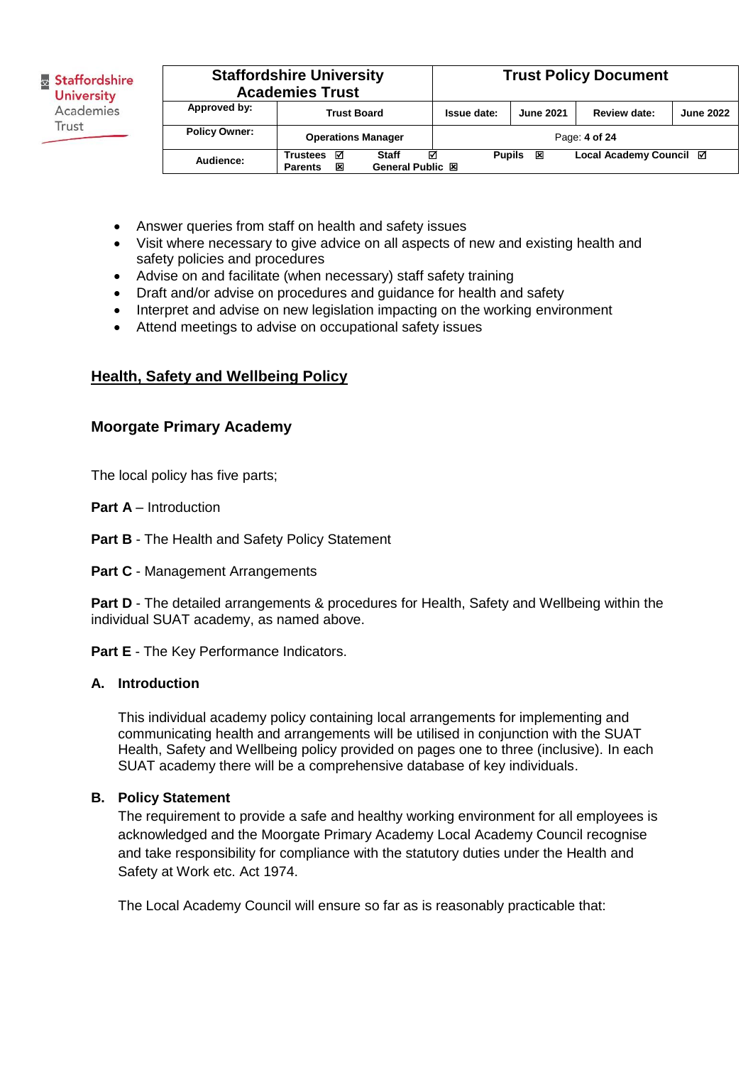- Answer queries from staff on health and safety issues
- Visit where necessary to give advice on all aspects of new and existing health and safety policies and procedures
- Advise on and facilitate (when necessary) staff safety training
- Draft and/or advise on procedures and guidance for health and safety
- Interpret and advise on new legislation impacting on the working environment
- Attend meetings to advise on occupational safety issues

## Health, Safety and Wellbeing Policy

### Moorgate Primary Academy

The local policy has five parts;

**Part A** – Introduction

**Part B** - The Health and Safety Policy Statement

**Part C** - Management Arrangements

**Part D** - The detailed arrangements & procedures for Health, Safety and Wellbeing within the individual SUAT academy, as named above.

**Part E** - The Key Performance Indicators.

### A. Introduction

This individual academy policy containing local arrangements for implementing and communicating health and arrangements will be utilised in conjunction with the SUAT Health, Safety and Wellbeing policy provided on pages one to three (inclusive). In each SUAT academy there will be a comprehensive database of key individuals.

### B. Policy Statement

The requirement to provide a safe and healthy working environment for all employees is acknowledged and the Moorgate Primary Academy Local Academy Council recognise and take responsibility for compliance with the statutory duties under the Health and Safety at Work etc. Act 1974.

The Local Academy Council will ensure so far as is reasonably practicable that: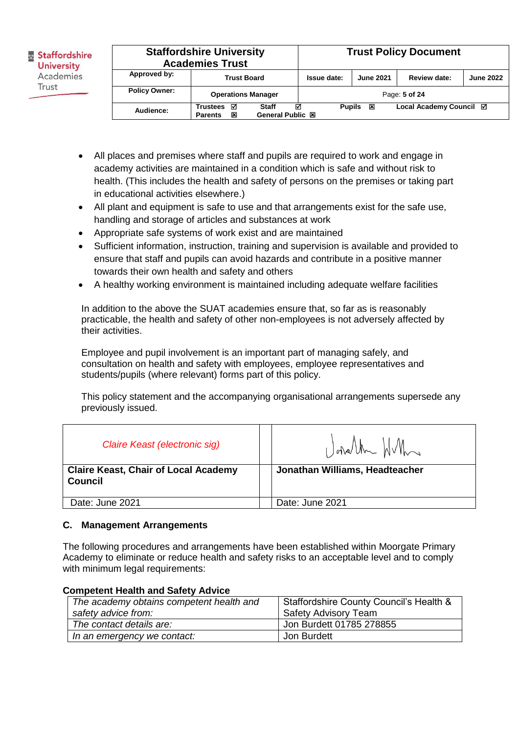- All places and premises where staff and pupils are required to work and engage in academy activities are maintained in a condition which is safe and without risk to health. (This includes the health and safety of persons on the premises or taking part in educational activities elsewhere.)
- All plant and equipment is safe to use and that arrangements exist for the safe use, handling and storage of articles and substances at work
- Appropriate safe systems of work exist and are maintained
- Sufficient information, instruction, training and supervision is available and provided to ensure that staff and pupils can avoid hazards and contribute in a positive manner towards their own health and safety and others
- A healthy working environment is maintained including adequate welfare facilities

In addition to the above the SUAT academies ensure that, so far as is reasonably practicable, the health and safety of other non-employees is not adversely affected by their activities.

Employee and pupil involvement is an important part of managing safely, and consultation on health and safety with employees, employee representatives and students/pupils (where relevant) forms part of this policy.

This policy statement and the accompanying organisational arrangements supersede any previously issued.

| *Claire Keast (electronic sig)* | | Jonathan Williams (signature) |
|---|---|---|
| **Claire Keast, Chair of Local Academy Council** | | **Jonathan Williams, Headteacher** |
| Date: June 2021 | | Date: June 2021 |

### C. Management Arrangements

The following procedures and arrangements have been established within Moorgate Primary Academy to eliminate or reduce health and safety risks to an acceptable level and to comply with minimum legal requirements:

**Competent Health and Safety Advice**

| | |
|---|---|
| *The academy obtains competent health and safety advice from:* | Staffordshire County Council's Health & Safety Advisory Team |
| *The contact details are:* | Jon Burdett 01785 278855 |
| *In an emergency we contact:* | Jon Burdett |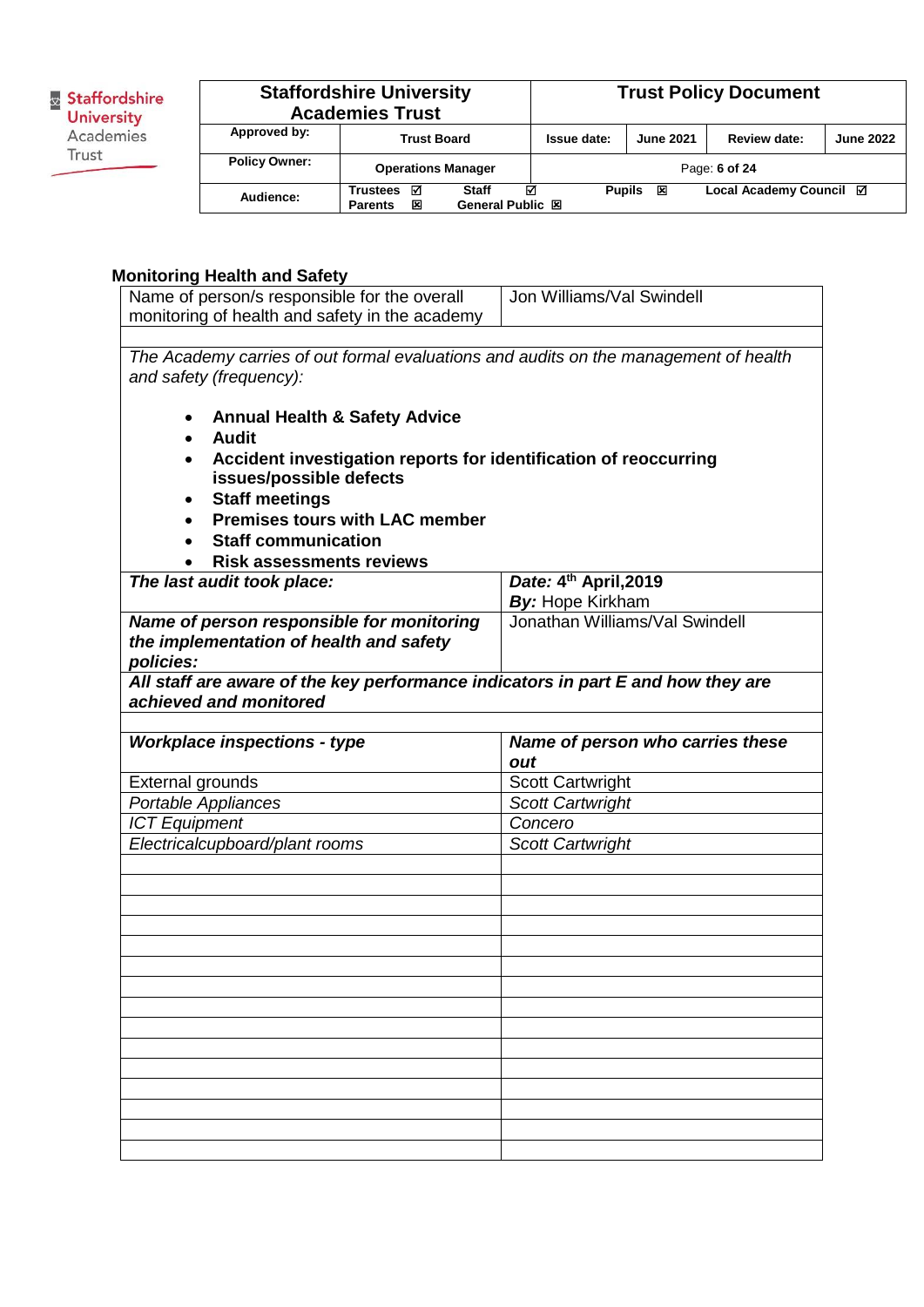## Monitoring Health and Safety

| Name of person/s responsible for the overall monitoring of health and safety in the academy | Jon Williams/Val Swindell |
|---|---|
| | |
| *The Academy carries of out formal evaluations and audits on the management of health and safety (frequency):*<br><br>• **Annual Health & Safety Advice**<br>• **Audit**<br>• **Accident investigation reports for identification of reoccurring issues/possible defects**<br>• **Staff meetings**<br>• **Premises tours with LAC member**<br>• **Staff communication**<br>• **Risk assessments reviews** | |
| ***The last audit took place:*** | ***Date:*** **4th April,2019**<br>***By:*** Hope Kirkham |
| ***Name of person responsible for monitoring the implementation of health and safety policies:*** | Jonathan Williams/Val Swindell |
| ***All staff are aware of the key performance indicators in part E and how they are achieved and monitored*** | |
| | |
| ***Workplace inspections - type*** | ***Name of person who carries these out*** |
| External grounds | Scott Cartwright |
| *Portable Appliances* | *Scott Cartwright* |
| *ICT Equipment* | *Concero* |
| *Electricalcupboard/plant rooms* | *Scott Cartwright* |
| | |
| | |
| | |
| | |
| | |
| | |
| | |
| | |
| | |
| | |
| | |
| | |
| | |
| | |
| | |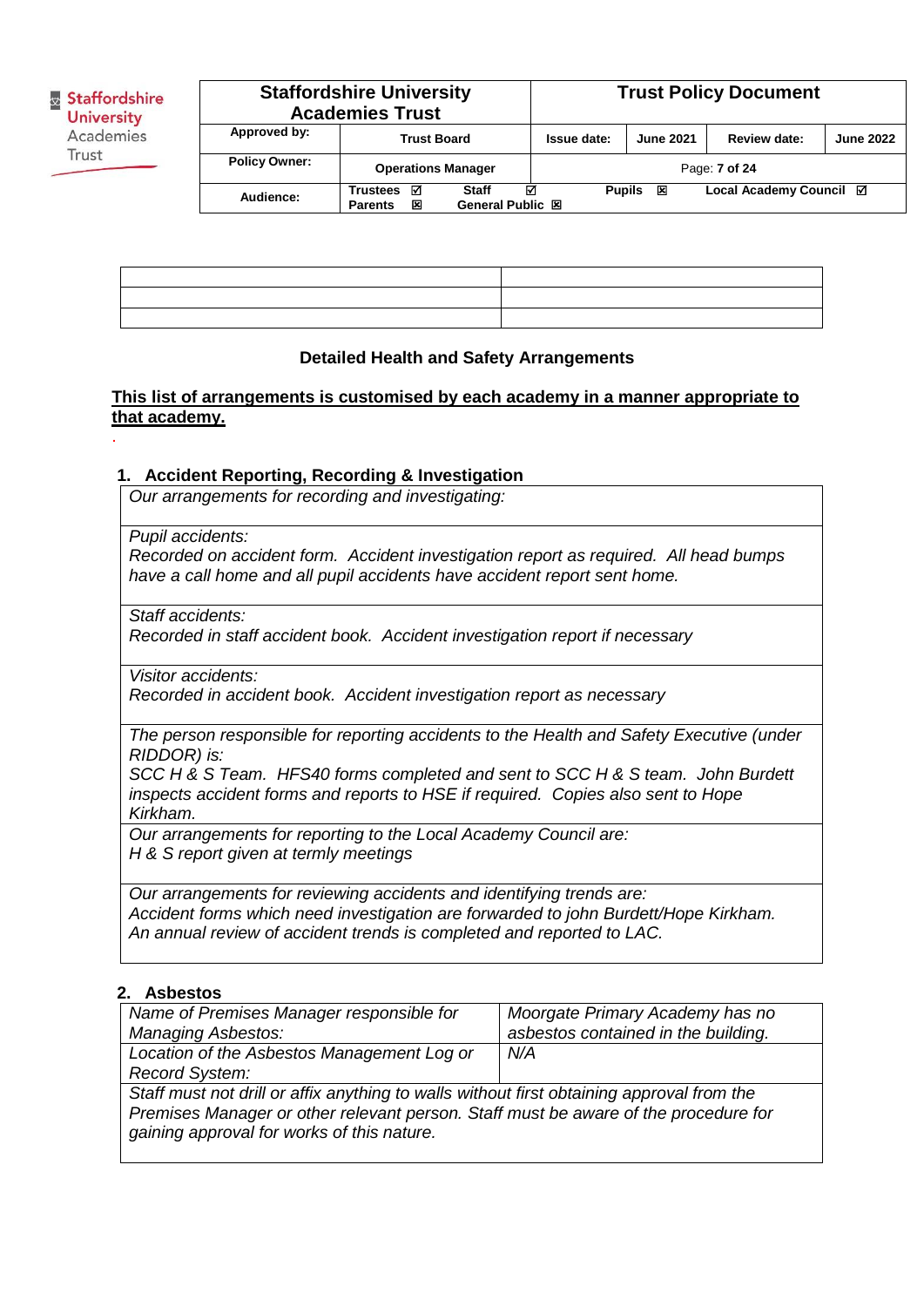| | |
|---|---|
| | |
| | |
| | |

**Detailed Health and Safety Arrangements**

**<u>This list of arrangements is customised by each academy in a manner appropriate to that academy.</u>**

### 1. Accident Reporting, Recording & Investigation

| *Our arrangements for recording and investigating:* |
|---|
| *Pupil accidents:*<br>*Recorded on accident form. Accident investigation report as required. All head bumps have a call home and all pupil accidents have accident report sent home.* |
| *Staff accidents:*<br>*Recorded in staff accident book. Accident investigation report if necessary* |
| *Visitor accidents:*<br>*Recorded in accident book. Accident investigation report as necessary* |
| *The person responsible for reporting accidents to the Health and Safety Executive (under RIDDOR) is:*<br>*SCC H & S Team. HFS40 forms completed and sent to SCC H & S team. John Burdett inspects accident forms and reports to HSE if required. Copies also sent to Hope Kirkham.* |
| *Our arrangements for reporting to the Local Academy Council are:*<br>*H & S report given at termly meetings* |
| *Our arrangements for reviewing accidents and identifying trends are:*<br>*Accident forms which need investigation are forwarded to john Burdett/Hope Kirkham. An annual review of accident trends is completed and reported to LAC.* |

### 2. Asbestos

| | |
|---|---|
| *Name of Premises Manager responsible for Managing Asbestos:* | *Moorgate Primary Academy has no asbestos contained in the building.* |
| *Location of the Asbestos Management Log or Record System:* | *N/A* |
| *Staff must not drill or affix anything to walls without first obtaining approval from the Premises Manager or other relevant person. Staff must be aware of the procedure for gaining approval for works of this nature.* | |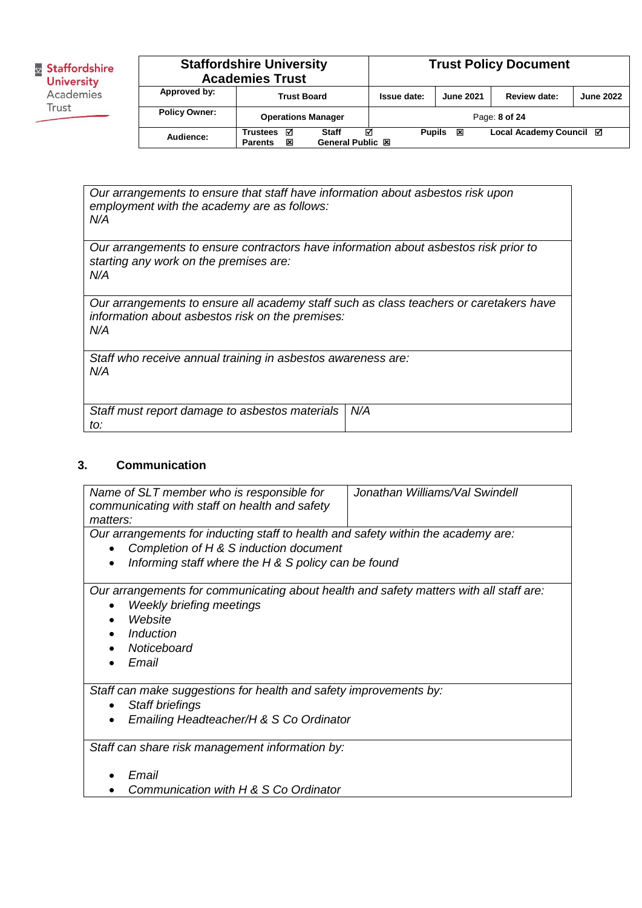| *Our arrangements to ensure that staff have information about asbestos risk upon employment with the academy are as follows:*<br>*N/A* | |
|---|---|
| *Our arrangements to ensure contractors have information about asbestos risk prior to starting any work on the premises are:*<br>*N/A* | |
| *Our arrangements to ensure all academy staff such as class teachers or caretakers have information about asbestos risk on the premises:*<br>*N/A* | |
| *Staff who receive annual training in asbestos awareness are:*<br>*N/A* | |
| *Staff must report damage to asbestos materials to:* | *N/A* |

## 3. Communication

| *Name of SLT member who is responsible for communicating with staff on health and safety matters:* | *Jonathan Williams/Val Swindell* |
|---|---|
| *Our arrangements for inducting staff to health and safety within the academy are:*<br>• *Completion of H & S induction document*<br>• *Informing staff where the H & S policy can be found* | |
| *Our arrangements for communicating about health and safety matters with all staff are:*<br>• *Weekly briefing meetings*<br>• *Website*<br>• *Induction*<br>• *Noticeboard*<br>• *Email* | |
| *Staff can make suggestions for health and safety improvements by:*<br>• *Staff briefings*<br>• *Emailing Headteacher/H & S Co Ordinator* | |
| *Staff can share risk management information by:*<br>• *Email*<br>• *Communication with H & S Co Ordinator* | |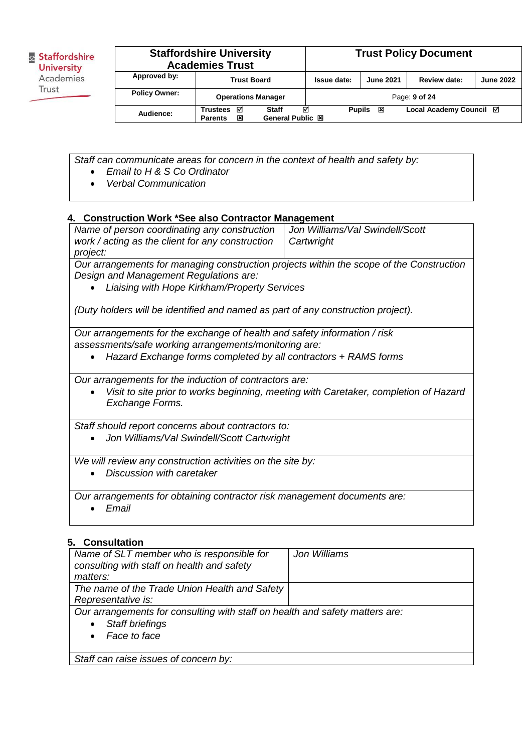| Staff can communicate areas for concern in the context of health and safety by:<br>• Email to H & S Co Ordinator<br>• Verbal Communication |
| --- |

## 4. Construction Work *See also Contractor Management

| *Name of person coordinating any construction work / acting as the client for any construction project:* | *Jon Williams/Val Swindell/Scott Cartwright* |
| --- | --- |
| *Our arrangements for managing construction projects within the scope of the Construction Design and Management Regulations are:*<br>• *Liaising with Hope Kirkham/Property Services*<br><br>*(Duty holders will be identified and named as part of any construction project).* | |
| *Our arrangements for the exchange of health and safety information / risk assessments/safe working arrangements/monitoring are:*<br>• *Hazard Exchange forms completed by all contractors + RAMS forms* | |
| *Our arrangements for the induction of contractors are:*<br>• *Visit to site prior to works beginning, meeting with Caretaker, completion of Hazard Exchange Forms.* | |
| *Staff should report concerns about contractors to:*<br>• *Jon Williams/Val Swindell/Scott Cartwright* | |
| *We will review any construction activities on the site by:*<br>• *Discussion with caretaker* | |
| *Our arrangements for obtaining contractor risk management documents are:*<br>• *Email* | |

## 5. Consultation

| *Name of SLT member who is responsible for consulting with staff on health and safety matters:* | *Jon Williams* |
| --- | --- |
| *The name of the Trade Union Health and Safety Representative is:* | |
| *Our arrangements for consulting with staff on health and safety matters are:*<br>• *Staff briefings*<br>• *Face to face* | |
| *Staff can raise issues of concern by:* | |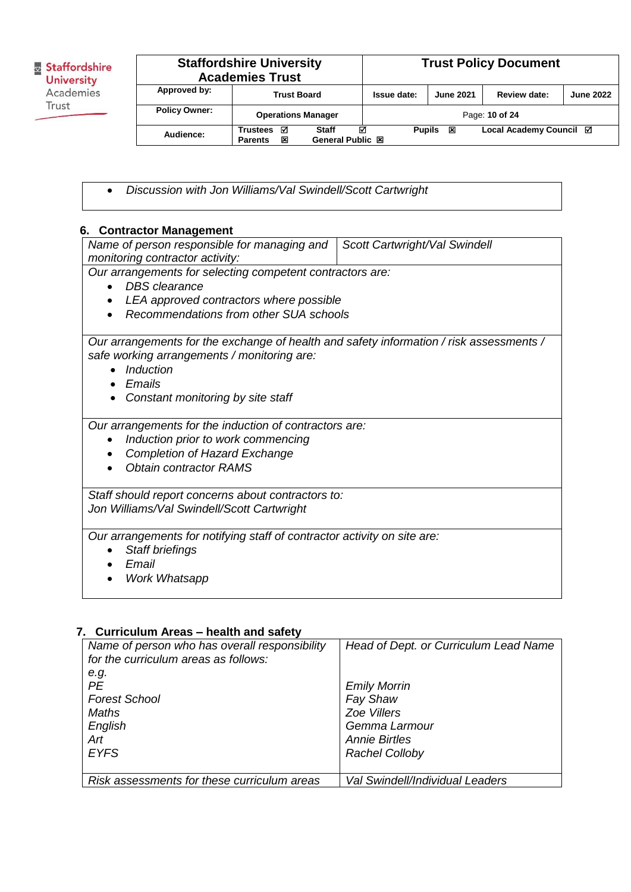- *Discussion with Jon Williams/Val Swindell/Scott Cartwright*

## 6. Contractor Management

| *Name of person responsible for managing and monitoring contractor activity:* | *Scott Cartwright/Val Swindell* |
|---|---|

*Our arrangements for selecting competent contractors are:*

- *DBS clearance*
- *LEA approved contractors where possible*
- *Recommendations from other SUA schools*

*Our arrangements for the exchange of health and safety information / risk assessments / safe working arrangements / monitoring are:*

- *Induction*
- *Emails*
- *Constant monitoring by site staff*

*Our arrangements for the induction of contractors are:*

- *Induction prior to work commencing*
- *Completion of Hazard Exchange*
- *Obtain contractor RAMS*

*Staff should report concerns about contractors to:*
*Jon Williams/Val Swindell/Scott Cartwright*

*Our arrangements for notifying staff of contractor activity on site are:*

- *Staff briefings*
- *Email*
- *Work Whatsapp*

## 7. Curriculum Areas – health and safety

| *Name of person who has overall responsibility for the curriculum areas as follows:* | *Head of Dept. or Curriculum Lead Name* |
|---|---|
| *e.g.* | |
| *PE* | *Emily Morrin* |
| *Forest School* | *Fay Shaw* |
| *Maths* | *Zoe Villers* |
| *English* | *Gemma Larmour* |
| *Art* | *Annie Birtles* |
| *EYFS* | *Rachel Colloby* |
| *Risk assessments for these curriculum areas* | *Val Swindell/Individual Leaders* |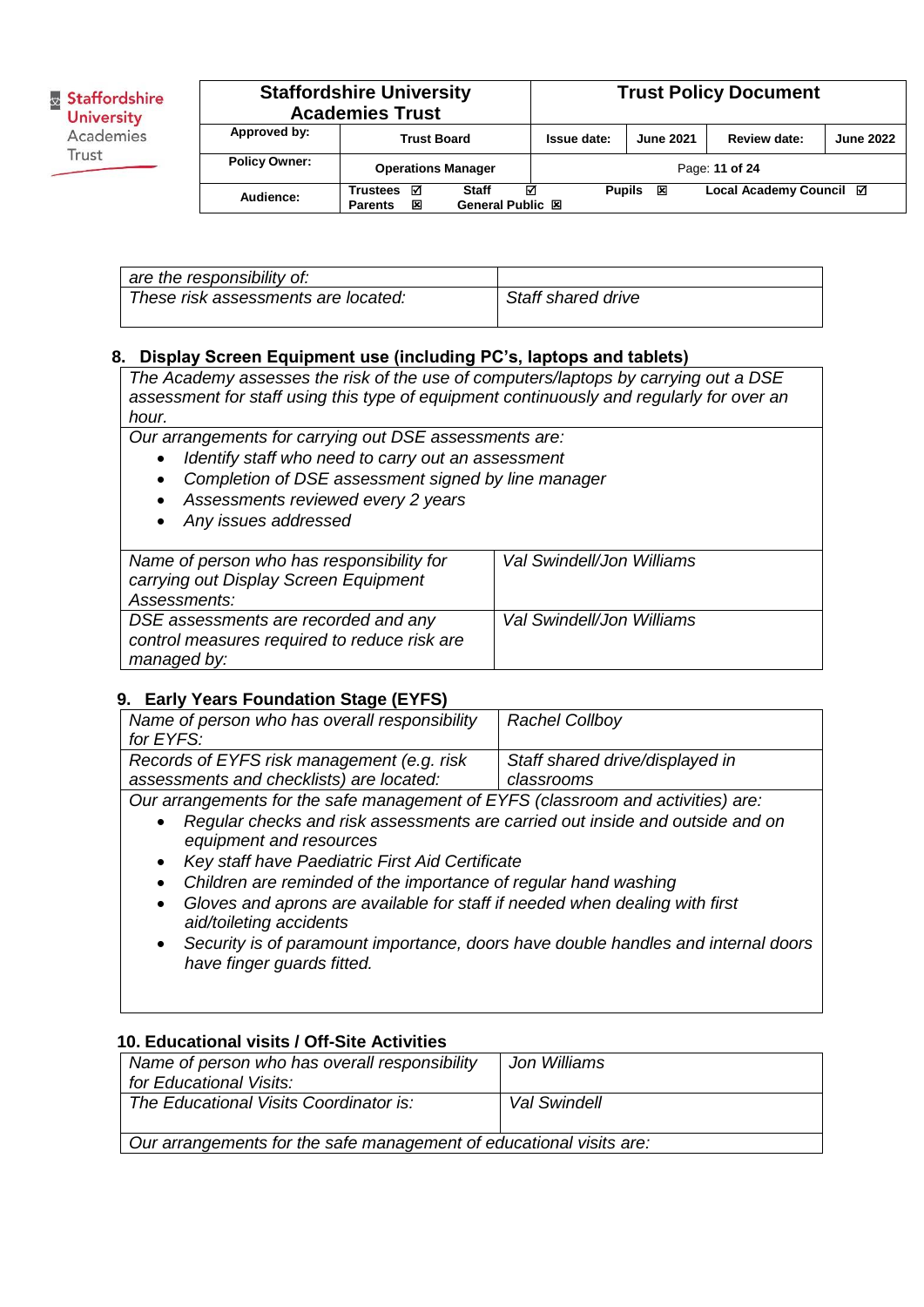| *are the responsibility of:* | |
|---|---|
| *These risk assessments are located:* | *Staff shared drive* |

## 8. Display Screen Equipment use (including PC's, laptops and tablets)

*The Academy assesses the risk of the use of computers/laptops by carrying out a DSE assessment for staff using this type of equipment continuously and regularly for over an hour.*

*Our arrangements for carrying out DSE assessments are:*

- *Identify staff who need to carry out an assessment*
- *Completion of DSE assessment signed by line manager*
- *Assessments reviewed every 2 years*
- *Any issues addressed*

| *Name of person who has responsibility for carrying out Display Screen Equipment Assessments:* | *Val Swindell/Jon Williams* |
|---|---|
| *DSE assessments are recorded and any control measures required to reduce risk are managed by:* | *Val Swindell/Jon Williams* |

## 9. Early Years Foundation Stage (EYFS)

| *Name of person who has overall responsibility for EYFS:* | *Rachel Collboy* |
|---|---|
| *Records of EYFS risk management (e.g. risk assessments and checklists) are located:* | *Staff shared drive/displayed in classrooms* |

*Our arrangements for the safe management of EYFS (classroom and activities) are:*

- *Regular checks and risk assessments are carried out inside and outside and on equipment and resources*
- *Key staff have Paediatric First Aid Certificate*
- *Children are reminded of the importance of regular hand washing*
- *Gloves and aprons are available for staff if needed when dealing with first aid/toileting accidents*
- *Security is of paramount importance, doors have double handles and internal doors have finger guards fitted.*

## 10. Educational visits / Off-Site Activities

| *Name of person who has overall responsibility for Educational Visits:* | *Jon Williams* |
|---|---|
| *The Educational Visits Coordinator is:* | *Val Swindell* |

*Our arrangements for the safe management of educational visits are:*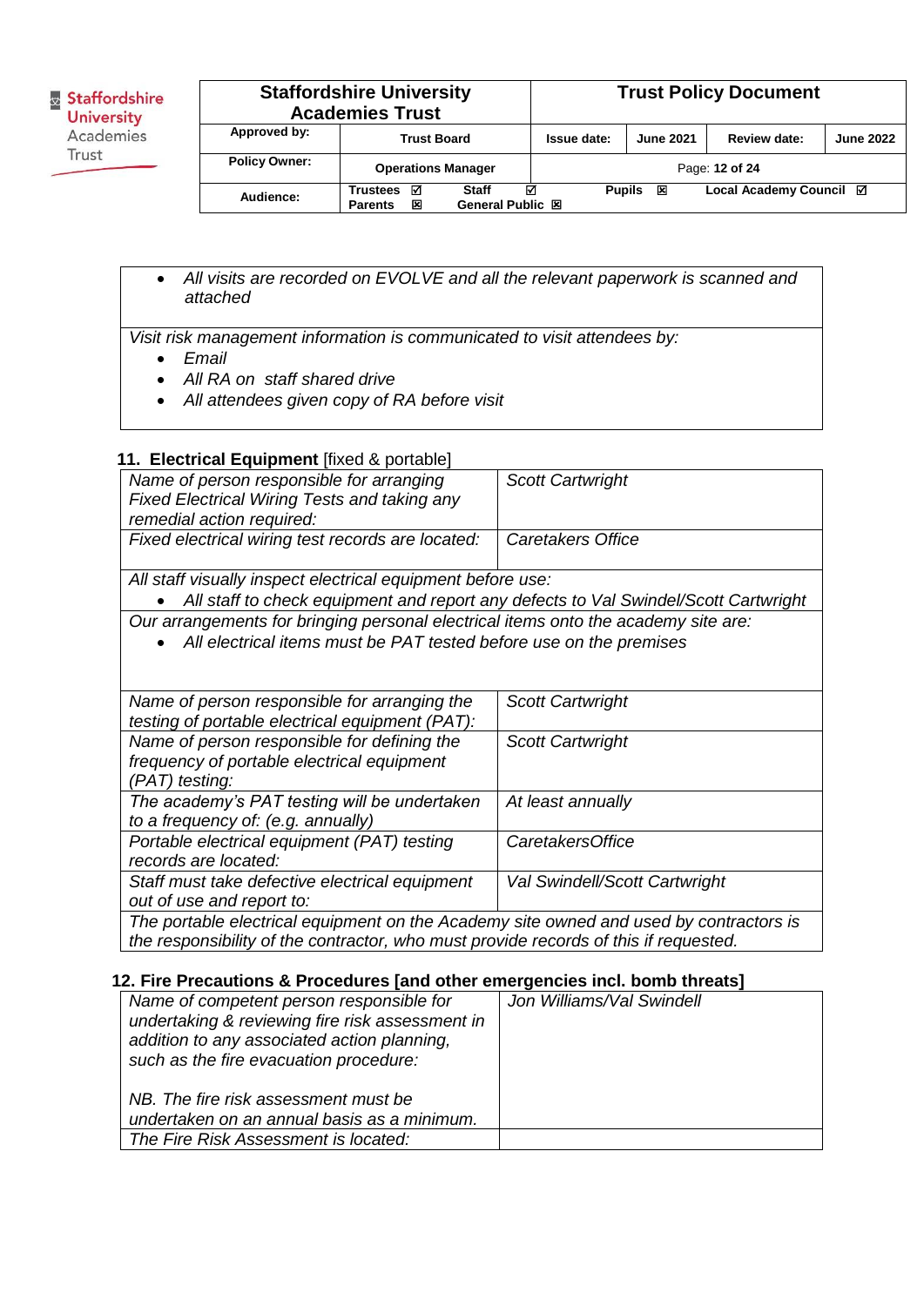| |
|---|
| - *All visits are recorded on EVOLVE and all the relevant paperwork is scanned and attached* |
| *Visit risk management information is communicated to visit attendees by:*<br>- *Email*<br>- *All RA on staff shared drive*<br>- *All attendees given copy of RA before visit* |

### 11. Electrical Equipment [fixed & portable]

| | |
|---|---|
| *Name of person responsible for arranging Fixed Electrical Wiring Tests and taking any remedial action required:* | *Scott Cartwright* |
| *Fixed electrical wiring test records are located:* | *Caretakers Office* |
| *All staff visually inspect electrical equipment before use:*<br>- *All staff to check equipment and report any defects to Val Swindel/Scott Cartwright* | |
| *Our arrangements for bringing personal electrical items onto the academy site are:*<br>- *All electrical items must be PAT tested before use on the premises* | |
| *Name of person responsible for arranging the testing of portable electrical equipment (PAT):* | *Scott Cartwright* |
| *Name of person responsible for defining the frequency of portable electrical equipment (PAT) testing:* | *Scott Cartwright* |
| *The academy's PAT testing will be undertaken to a frequency of: (e.g. annually)* | *At least annually* |
| *Portable electrical equipment (PAT) testing records are located:* | *CaretakersOffice* |
| *Staff must take defective electrical equipment out of use and report to:* | *Val Swindell/Scott Cartwright* |
| *The portable electrical equipment on the Academy site owned and used by contractors is the responsibility of the contractor, who must provide records of this if requested.* | |

### 12. Fire Precautions & Procedures [and other emergencies incl. bomb threats]

| | |
|---|---|
| *Name of competent person responsible for undertaking & reviewing fire risk assessment in addition to any associated action planning, such as the fire evacuation procedure:*<br><br>*NB. The fire risk assessment must be undertaken on an annual basis as a minimum.* | *Jon Williams/Val Swindell* |
| *The Fire Risk Assessment is located:* | |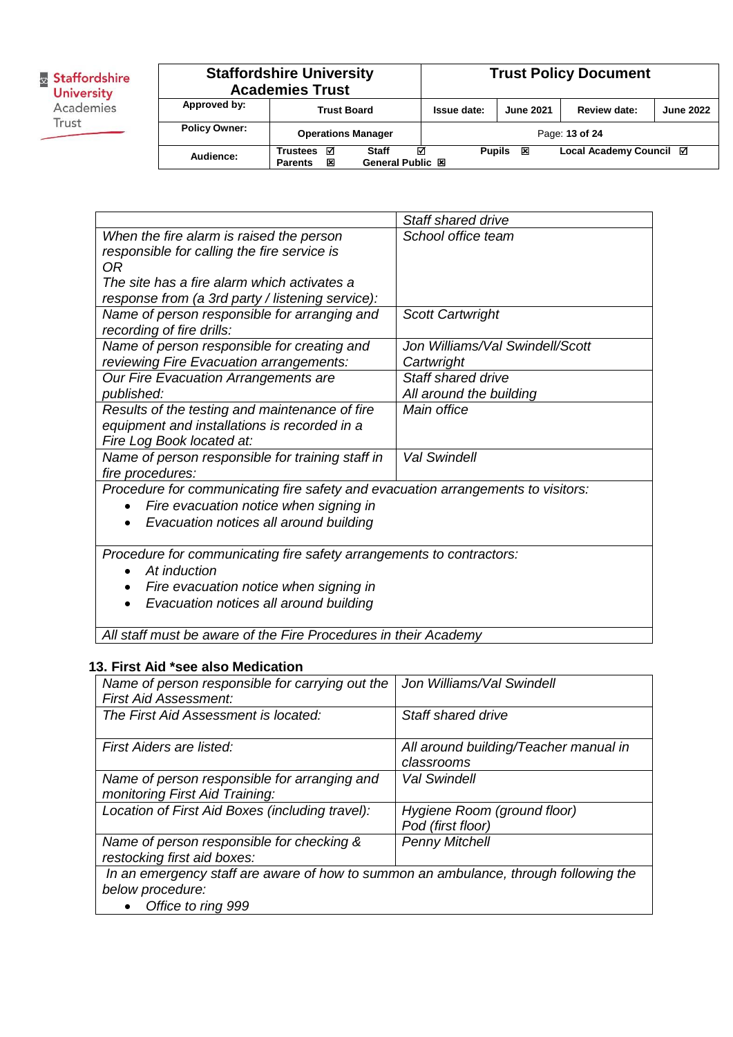| | Staff shared drive |
|---|---|
| *When the fire alarm is raised the person responsible for calling the fire service is*<br>*OR*<br>*The site has a fire alarm which activates a response from (a 3rd party / listening service):* | *School office team* |
| *Name of person responsible for arranging and recording of fire drills:* | *Scott Cartwright* |
| *Name of person responsible for creating and reviewing Fire Evacuation arrangements:* | *Jon Williams/Val Swindell/Scott Cartwright* |
| *Our Fire Evacuation Arrangements are published:* | *Staff shared drive*<br>*All around the building* |
| *Results of the testing and maintenance of fire equipment and installations is recorded in a Fire Log Book located at:* | *Main office* |
| *Name of person responsible for training staff in fire procedures:* | *Val Swindell* |
| *Procedure for communicating fire safety and evacuation arrangements to visitors:*<br>• *Fire evacuation notice when signing in*<br>• *Evacuation notices all around building* | |
| *Procedure for communicating fire safety arrangements to contractors:*<br>• *At induction*<br>• *Fire evacuation notice when signing in*<br>• *Evacuation notices all around building* | |
| *All staff must be aware of the Fire Procedures in their Academy* | |

## 13. First Aid *see also Medication

| *Name of person responsible for carrying out the First Aid Assessment:* | *Jon Williams/Val Swindell* |
|---|---|
| *The First Aid Assessment is located:* | *Staff shared drive* |
| *First Aiders are listed:* | *All around building/Teacher manual in classrooms* |
| *Name of person responsible for arranging and monitoring First Aid Training:* | *Val Swindell* |
| *Location of First Aid Boxes (including travel):* | *Hygiene Room (ground floor)*<br>*Pod (first floor)* |
| *Name of person responsible for checking & restocking first aid boxes:* | *Penny Mitchell* |
| *In an emergency staff are aware of how to summon an ambulance, through following the below procedure:*<br>• *Office to ring 999* | |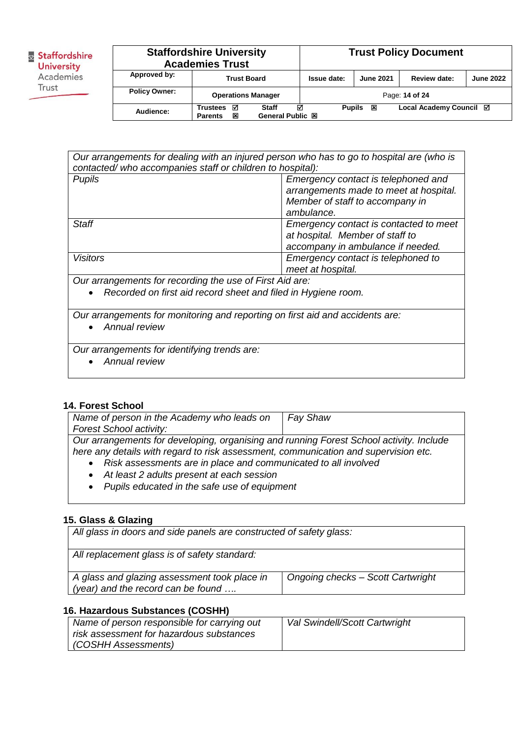| *Our arrangements for dealing with an injured person who has to go to hospital are (who is contacted/ who accompanies staff or children to hospital):* | |
|---|---|
| *Pupils* | *Emergency contact is telephoned and arrangements made to meet at hospital. Member of staff to accompany in ambulance.* |
| *Staff* | *Emergency contact is contacted to meet at hospital. Member of staff to accompany in ambulance if needed.* |
| *Visitors* | *Emergency contact is telephoned to meet at hospital.* |
| *Our arrangements for recording the use of First Aid are:*<br>• *Recorded on first aid record sheet and filed in Hygiene room.* | |
| *Our arrangements for monitoring and reporting on first aid and accidents are:*<br>• *Annual review* | |
| *Our arrangements for identifying trends are:*<br>• *Annual review* | |

**14. Forest School**

| *Name of person in the Academy who leads on Forest School activity:* | *Fay Shaw* |
|---|---|
| *Our arrangements for developing, organising and running Forest School activity. Include here any details with regard to risk assessment, communication and supervision etc.*<br>• *Risk assessments are in place and communicated to all involved*<br>• *At least 2 adults present at each session*<br>• *Pupils educated in the safe use of equipment* | |

**15. Glass & Glazing**

| *All glass in doors and side panels are constructed of safety glass:* | |
|---|---|
| *All replacement glass is of safety standard:* | |
| *A glass and glazing assessment took place in (year) and the record can be found ….* | *Ongoing checks – Scott Cartwright* |

**16. Hazardous Substances (COSHH)**

| *Name of person responsible for carrying out risk assessment for hazardous substances (COSHH Assessments)* | *Val Swindell/Scott Cartwright* |
|---|---|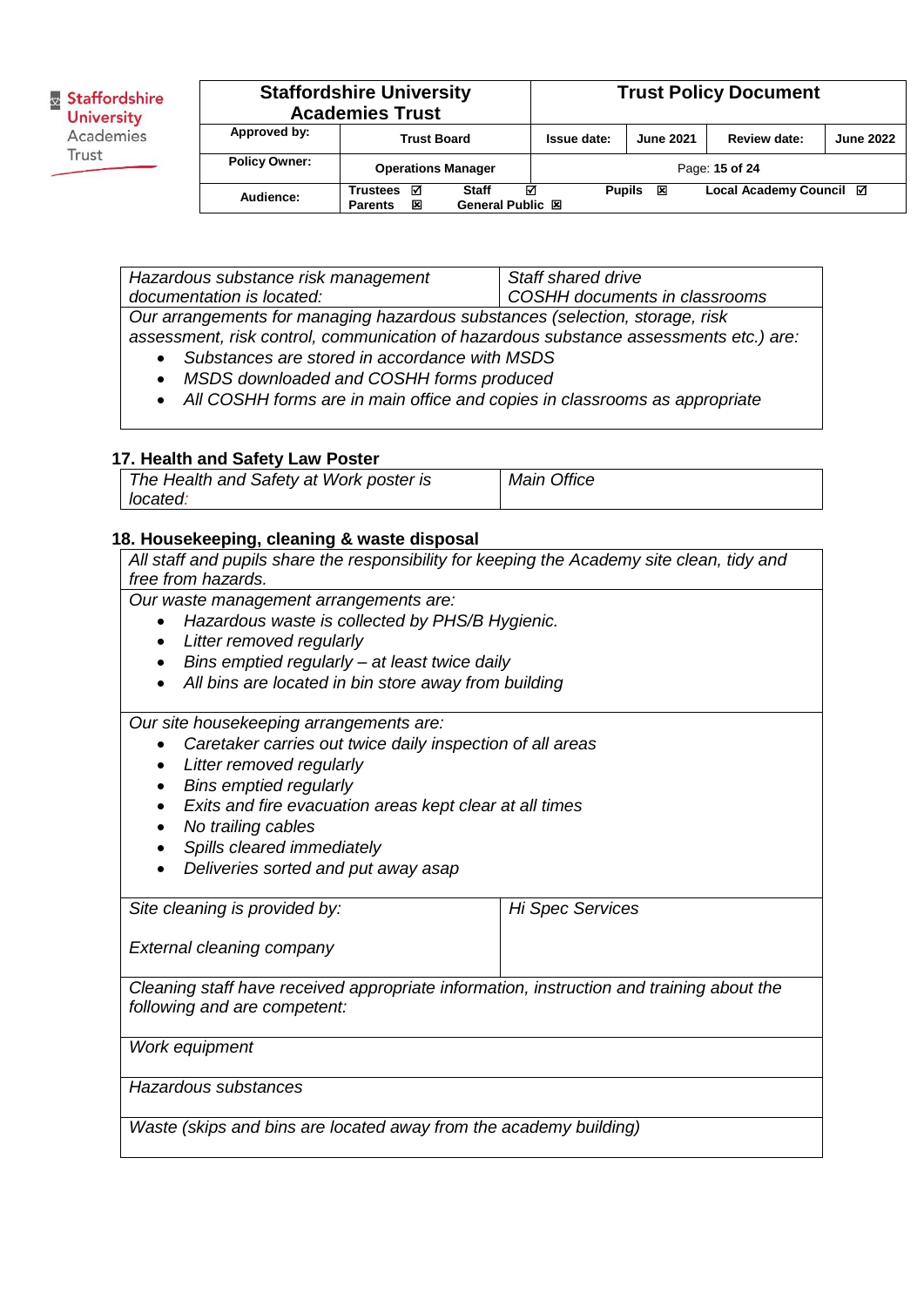| *Hazardous substance risk management documentation is located:* | *Staff shared drive*<br>*COSHH documents in classrooms* |
|---|---|
| *Our arrangements for managing hazardous substances (selection, storage, risk assessment, risk control, communication of hazardous substance assessments etc.) are:*<br>• *Substances are stored in accordance with MSDS*<br>• *MSDS downloaded and COSHH forms produced*<br>• *All COSHH forms are in main office and copies in classrooms as appropriate* | |

### 17. Health and Safety Law Poster

| *The Health and Safety at Work poster is located:* | *Main Office* |
|---|---|

### 18. Housekeeping, cleaning & waste disposal

| *All staff and pupils share the responsibility for keeping the Academy site clean, tidy and free from hazards.* | |
|---|---|
| *Our waste management arrangements are:*<br>• *Hazardous waste is collected by PHS/B Hygienic.*<br>• *Litter removed regularly*<br>• *Bins emptied regularly – at least twice daily*<br>• *All bins are located in bin store away from building* | |
| *Our site housekeeping arrangements are:*<br>• *Caretaker carries out twice daily inspection of all areas*<br>• *Litter removed regularly*<br>• *Bins emptied regularly*<br>• *Exits and fire evacuation areas kept clear at all times*<br>• *No trailing cables*<br>• *Spills cleared immediately*<br>• *Deliveries sorted and put away asap* | |
| *Site cleaning is provided by:*<br><br>*External cleaning company* | *Hi Spec Services* |
| *Cleaning staff have received appropriate information, instruction and training about the following and are competent:* | |
| *Work equipment* | |
| *Hazardous substances* | |
| *Waste (skips and bins are located away from the academy building)* | |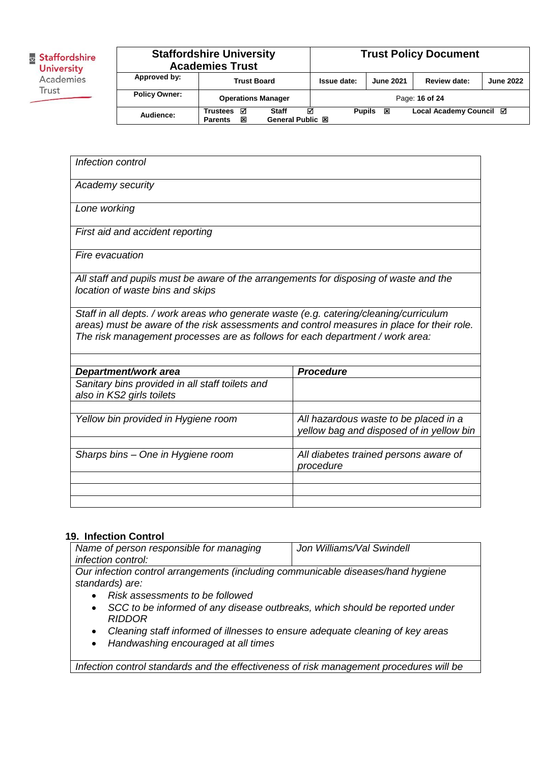| |
|---|
| *Infection control* |
| *Academy security* |
| *Lone working* |
| *First aid and accident reporting* |
| *Fire evacuation* |
| *All staff and pupils must be aware of the arrangements for disposing of waste and the location of waste bins and skips* |
| *Staff in all depts. / work areas who generate waste (e.g. catering/cleaning/curriculum areas) must be aware of the risk assessments and control measures in place for their role. The risk management processes are as follows for each department / work area:* |

| ***Department/work area*** | ***Procedure*** |
|---|---|
| *Sanitary bins provided in all staff toilets and also in KS2 girls toilets* | |
| | |
| *Yellow bin provided in Hygiene room* | *All hazardous waste to be placed in a yellow bag and disposed of in yellow bin* |
| | |
| *Sharps bins – One in Hygiene room* | *All diabetes trained persons aware of procedure* |
| | |
| | |
| | |

## 19. Infection Control

| *Name of person responsible for managing infection control:* | *Jon Williams/Val Swindell* |
|---|---|

*Our infection control arrangements (including communicable diseases/hand hygiene standards) are:*

- *Risk assessments to be followed*
- *SCC to be informed of any disease outbreaks, which should be reported under RIDDOR*
- *Cleaning staff informed of illnesses to ensure adequate cleaning of key areas*
- *Handwashing encouraged at all times*

*Infection control standards and the effectiveness of risk management procedures will be*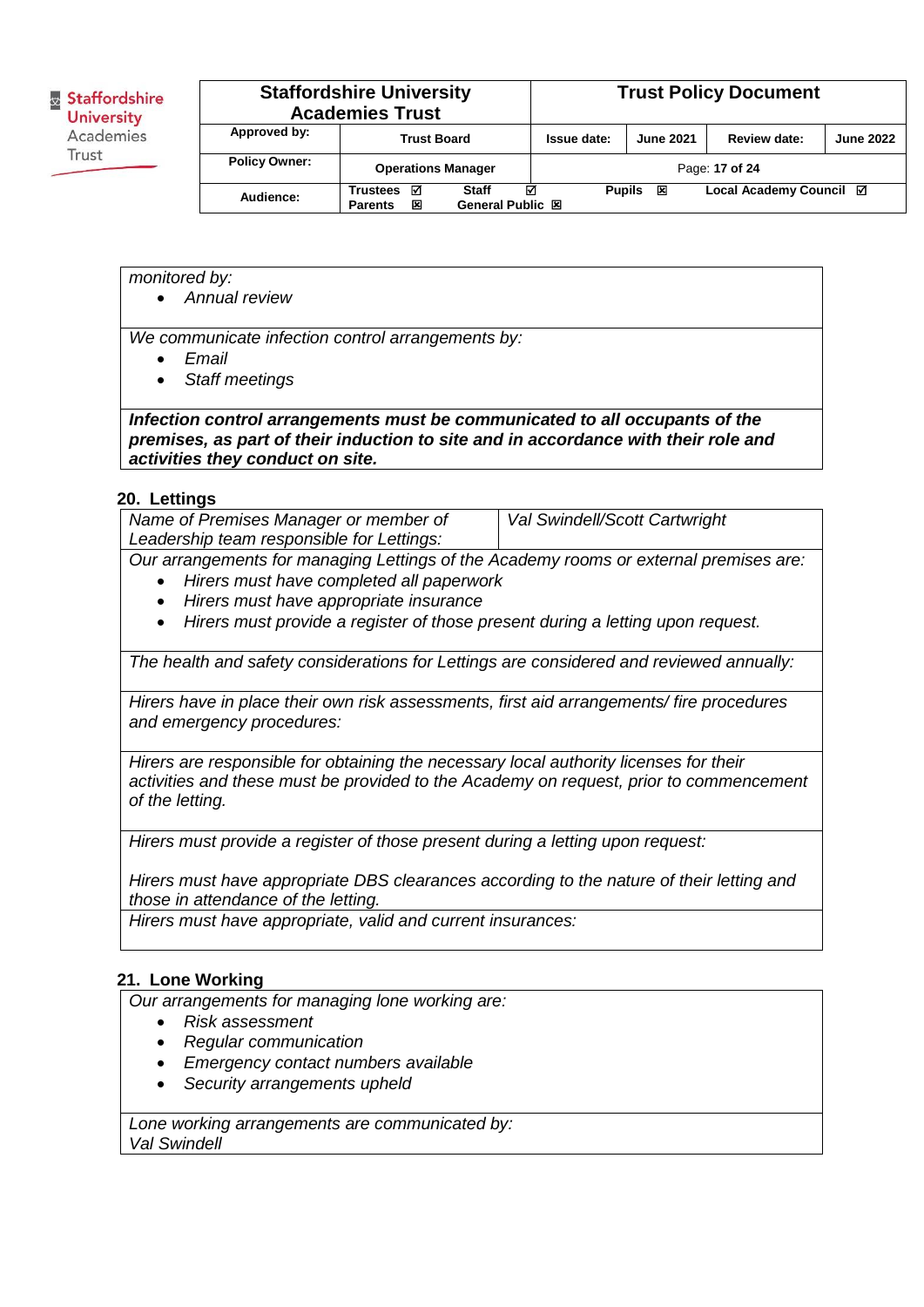| *monitored by:*<br>• *Annual review* |
|---|
| *We communicate infection control arrangements by:*<br>• *Email*<br>• *Staff meetings* |
| ***Infection control arrangements must be communicated to all occupants of the premises, as part of their induction to site and in accordance with their role and activities they conduct on site.*** |

## 20. Lettings

| *Name of Premises Manager or member of Leadership team responsible for Lettings:* | *Val Swindell/Scott Cartwright* |
|---|---|
| *Our arrangements for managing Lettings of the Academy rooms or external premises are:*<br>• *Hirers must have completed all paperwork*<br>• *Hirers must have appropriate insurance*<br>• *Hirers must provide a register of those present during a letting upon request.* | |
| *The health and safety considerations for Lettings are considered and reviewed annually:* | |
| *Hirers have in place their own risk assessments, first aid arrangements/ fire procedures and emergency procedures:* | |
| *Hirers are responsible for obtaining the necessary local authority licenses for their activities and these must be provided to the Academy on request, prior to commencement of the letting.* | |
| *Hirers must provide a register of those present during a letting upon request:*<br><br>*Hirers must have appropriate DBS clearances according to the nature of their letting and those in attendance of the letting.* | |
| *Hirers must have appropriate, valid and current insurances:* | |

## 21. Lone Working

| *Our arrangements for managing lone working are:*<br>• *Risk assessment*<br>• *Regular communication*<br>• *Emergency contact numbers available*<br>• *Security arrangements upheld* |
|---|
| *Lone working arrangements are communicated by:*<br>*Val Swindell* |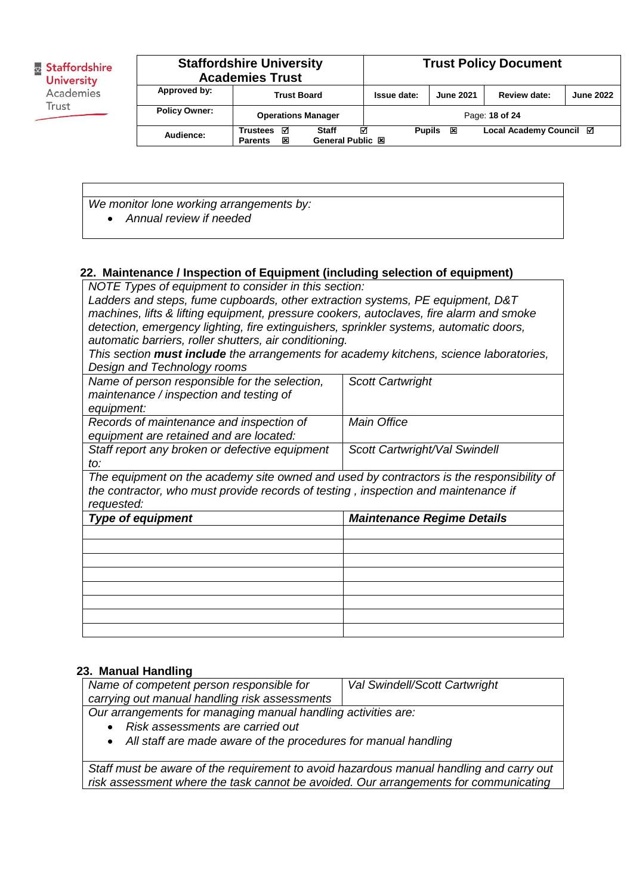| |
|---|
| *We monitor lone working arrangements by:*<br>• *Annual review if needed* |

## 22. Maintenance / Inspection of Equipment (including selection of equipment)

| | |
|---|---|
| *NOTE Types of equipment to consider in this section:*<br>*Ladders and steps, fume cupboards, other extraction systems, PE equipment, D&T machines, lifts & lifting equipment, pressure cookers, autoclaves, fire alarm and smoke detection, emergency lighting, fire extinguishers, sprinkler systems, automatic doors, automatic barriers, roller shutters, air conditioning.*<br>*This section **must include** the arrangements for academy kitchens, science laboratories, Design and Technology rooms* | |
| *Name of person responsible for the selection, maintenance / inspection and testing of equipment:* | *Scott Cartwright* |
| *Records of maintenance and inspection of equipment are retained and are located:* | *Main Office* |
| *Staff report any broken or defective equipment to:* | *Scott Cartwright/Val Swindell* |
| *The equipment on the academy site owned and used by contractors is the responsibility of the contractor, who must provide records of testing , inspection and maintenance if requested:* | |
| ***Type of equipment*** | ***Maintenance Regime Details*** |
| | |
| | |
| | |
| | |
| | |
| | |
| | |
| | |

## 23. Manual Handling

| | |
|---|---|
| *Name of competent person responsible for carrying out manual handling risk assessments* | *Val Swindell/Scott Cartwright* |
| *Our arrangements for managing manual handling activities are:*<br>• *Risk assessments are carried out*<br>• *All staff are made aware of the procedures for manual handling* | |
| *Staff must be aware of the requirement to avoid hazardous manual handling and carry out risk assessment where the task cannot be avoided. Our arrangements for communicating* | |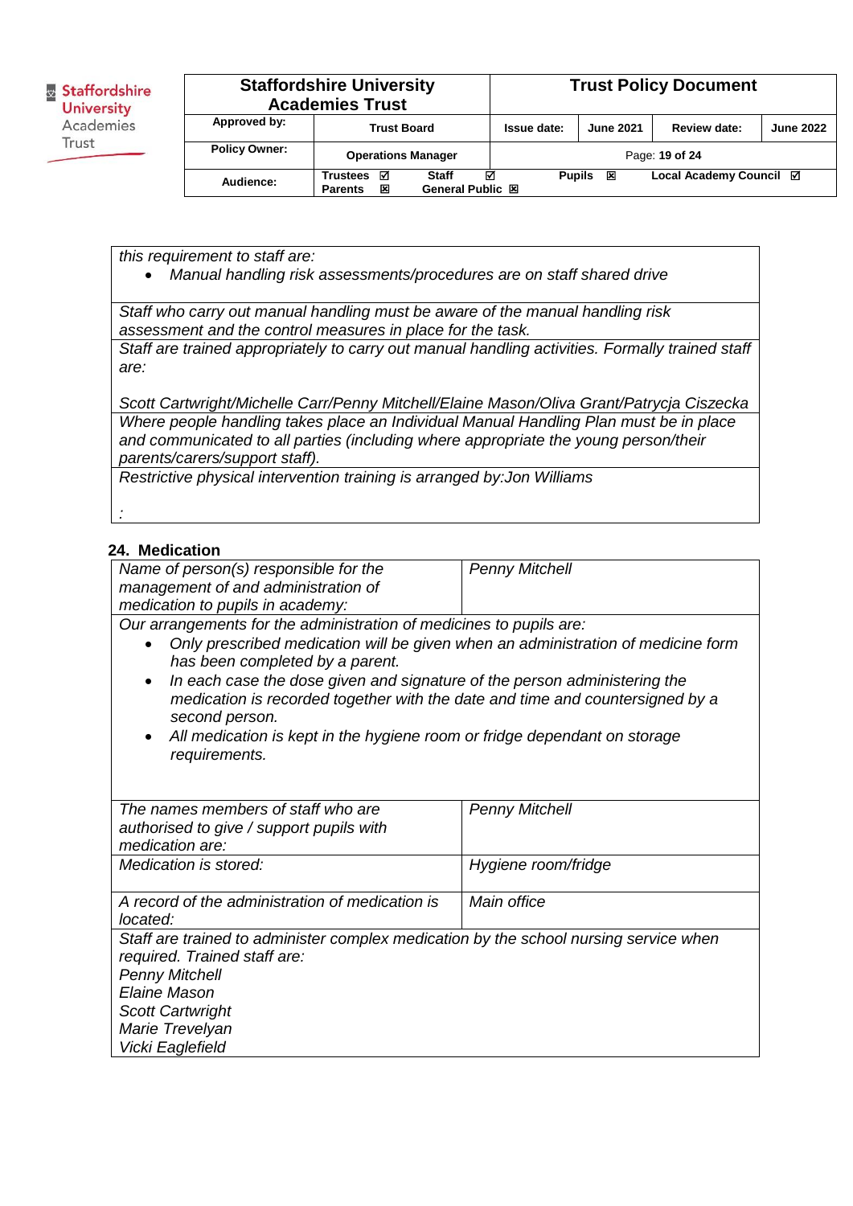| *this requirement to staff are:* <br> - *Manual handling risk assessments/procedures are on staff shared drive* |
|---|
| *Staff who carry out manual handling must be aware of the manual handling risk assessment and the control measures in place for the task.* |
| *Staff are trained appropriately to carry out manual handling activities. Formally trained staff are:* <br><br> *Scott Cartwright/Michelle Carr/Penny Mitchell/Elaine Mason/Oliva Grant/Patrycja Ciszecka* |
| *Where people handling takes place an Individual Manual Handling Plan must be in place and communicated to all parties (including where appropriate the young person/their parents/carers/support staff).* |
| *Restrictive physical intervention training is arranged by:Jon Williams* <br><br> *:* |

## 24. Medication

| *Name of person(s) responsible for the management of and administration of medication to pupils in academy:* | *Penny Mitchell* |
|---|---|
| *Our arrangements for the administration of medicines to pupils are:* <br> - *Only prescribed medication will be given when an administration of medicine form has been completed by a parent.* <br> - *In each case the dose given and signature of the person administering the medication is recorded together with the date and time and countersigned by a second person.* <br> - *All medication is kept in the hygiene room or fridge dependant on storage requirements.* | |
| *The names members of staff who are authorised to give / support pupils with medication are:* | *Penny Mitchell* |
| *Medication is stored:* | *Hygiene room/fridge* |
| *A record of the administration of medication is located:* | *Main office* |
| *Staff are trained to administer complex medication by the school nursing service when required. Trained staff are:* <br> *Penny Mitchell* <br> *Elaine Mason* <br> *Scott Cartwright* <br> *Marie Trevelyan* <br> *Vicki Eaglefield* | |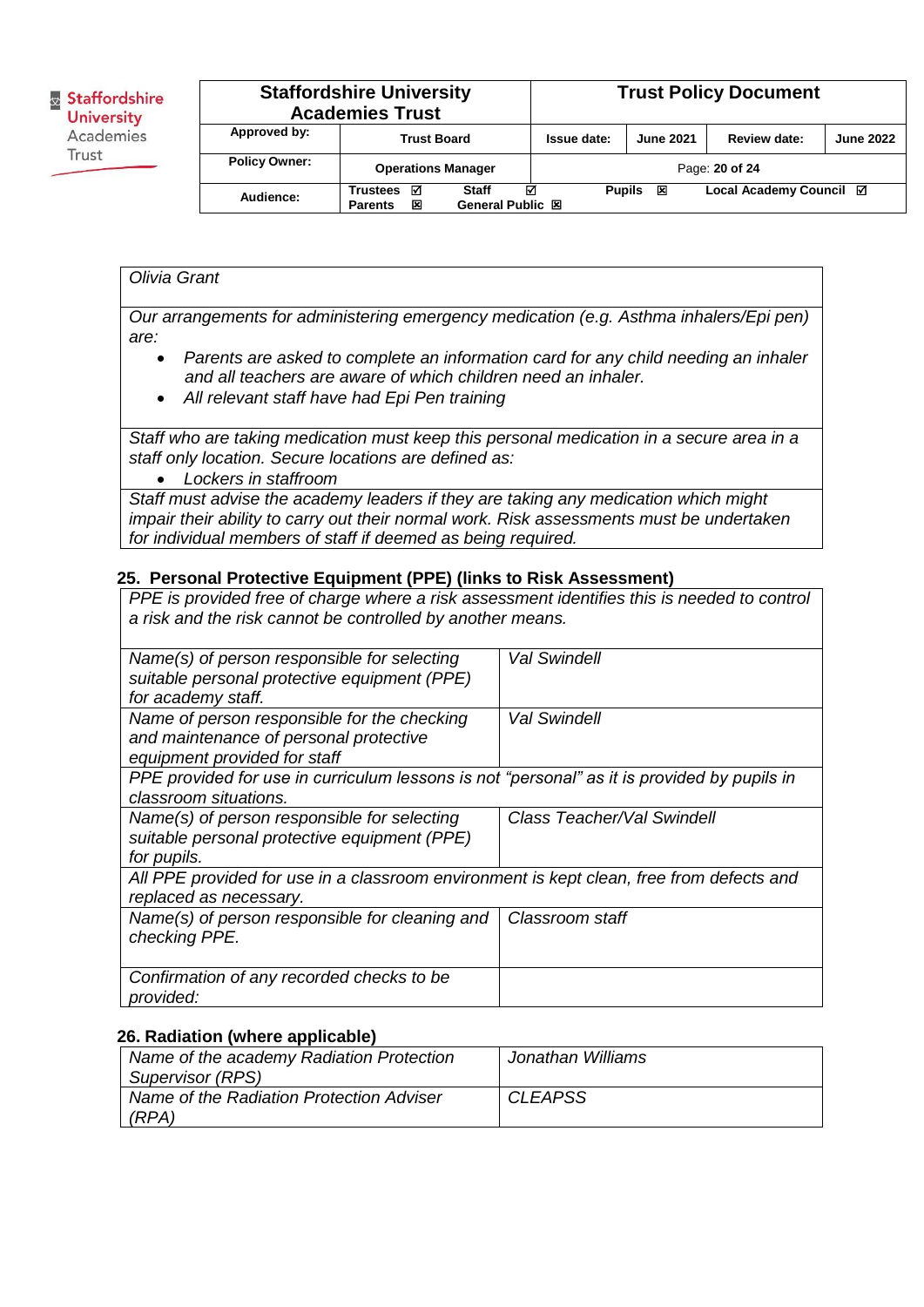| Olivia Grant |
|---|
| *Our arrangements for administering emergency medication (e.g. Asthma inhalers/Epi pen) are:*<br>• *Parents are asked to complete an information card for any child needing an inhaler and all teachers are aware of which children need an inhaler.*<br>• *All relevant staff have had Epi Pen training* |
| *Staff who are taking medication must keep this personal medication in a secure area in a staff only location. Secure locations are defined as:*<br>• *Lockers in staffroom* |
| *Staff must advise the academy leaders if they are taking any medication which might impair their ability to carry out their normal work. Risk assessments must be undertaken for individual members of staff if deemed as being required.* |

## 25. Personal Protective Equipment (PPE) (links to Risk Assessment)

| *PPE is provided free of charge where a risk assessment identifies this is needed to control a risk and the risk cannot be controlled by another means.* | |
|---|---|
| *Name(s) of person responsible for selecting suitable personal protective equipment (PPE) for academy staff.* | *Val Swindell* |
| *Name of person responsible for the checking and maintenance of personal protective equipment provided for staff* | *Val Swindell* |
| *PPE provided for use in curriculum lessons is not "personal" as it is provided by pupils in classroom situations.* | |
| *Name(s) of person responsible for selecting suitable personal protective equipment (PPE) for pupils.* | *Class Teacher/Val Swindell* |
| *All PPE provided for use in a classroom environment is kept clean, free from defects and replaced as necessary.* | |
| *Name(s) of person responsible for cleaning and checking PPE.* | *Classroom staff* |
| *Confirmation of any recorded checks to be provided:* | |

## 26. Radiation (where applicable)

| *Name of the academy Radiation Protection Supervisor (RPS)* | *Jonathan Williams* |
|---|---|
| *Name of the Radiation Protection Adviser (RPA)* | *CLEAPSS* |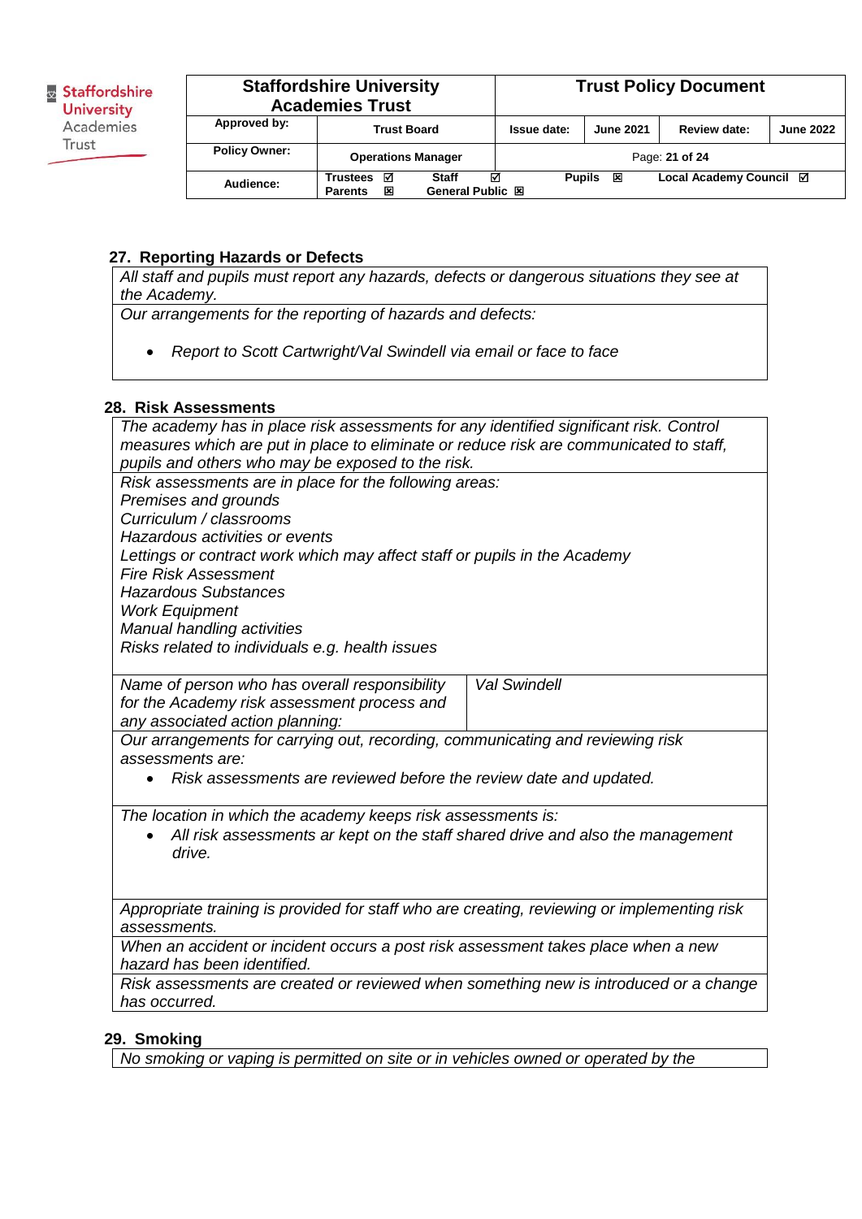## 27. Reporting Hazards or Defects

| *All staff and pupils must report any hazards, defects or dangerous situations they see at the Academy.* |
|---|
| *Our arrangements for the reporting of hazards and defects:*<br><br>• *Report to Scott Cartwright/Val Swindell via email or face to face* |

## 28. Risk Assessments

| *The academy has in place risk assessments for any identified significant risk. Control measures which are put in place to eliminate or reduce risk are communicated to staff, pupils and others who may be exposed to the risk.* | |
|---|---|
| *Risk assessments are in place for the following areas:*<br>*Premises and grounds*<br>*Curriculum / classrooms*<br>*Hazardous activities or events*<br>*Lettings or contract work which may affect staff or pupils in the Academy*<br>*Fire Risk Assessment*<br>*Hazardous Substances*<br>*Work Equipment*<br>*Manual handling activities*<br>*Risks related to individuals e.g. health issues* | |
| *Name of person who has overall responsibility for the Academy risk assessment process and any associated action planning:* | *Val Swindell* |
| *Our arrangements for carrying out, recording, communicating and reviewing risk assessments are:*<br>• *Risk assessments are reviewed before the review date and updated.* | |
| *The location in which the academy keeps risk assessments is:*<br>• *All risk assessments ar kept on the staff shared drive and also the management drive.* | |
| *Appropriate training is provided for staff who are creating, reviewing or implementing risk assessments.* | |
| *When an accident or incident occurs a post risk assessment takes place when a new hazard has been identified.* | |
| *Risk assessments are created or reviewed when something new is introduced or a change has occurred.* | |

## 29. Smoking

| *No smoking or vaping is permitted on site or in vehicles owned or operated by the* |
|---|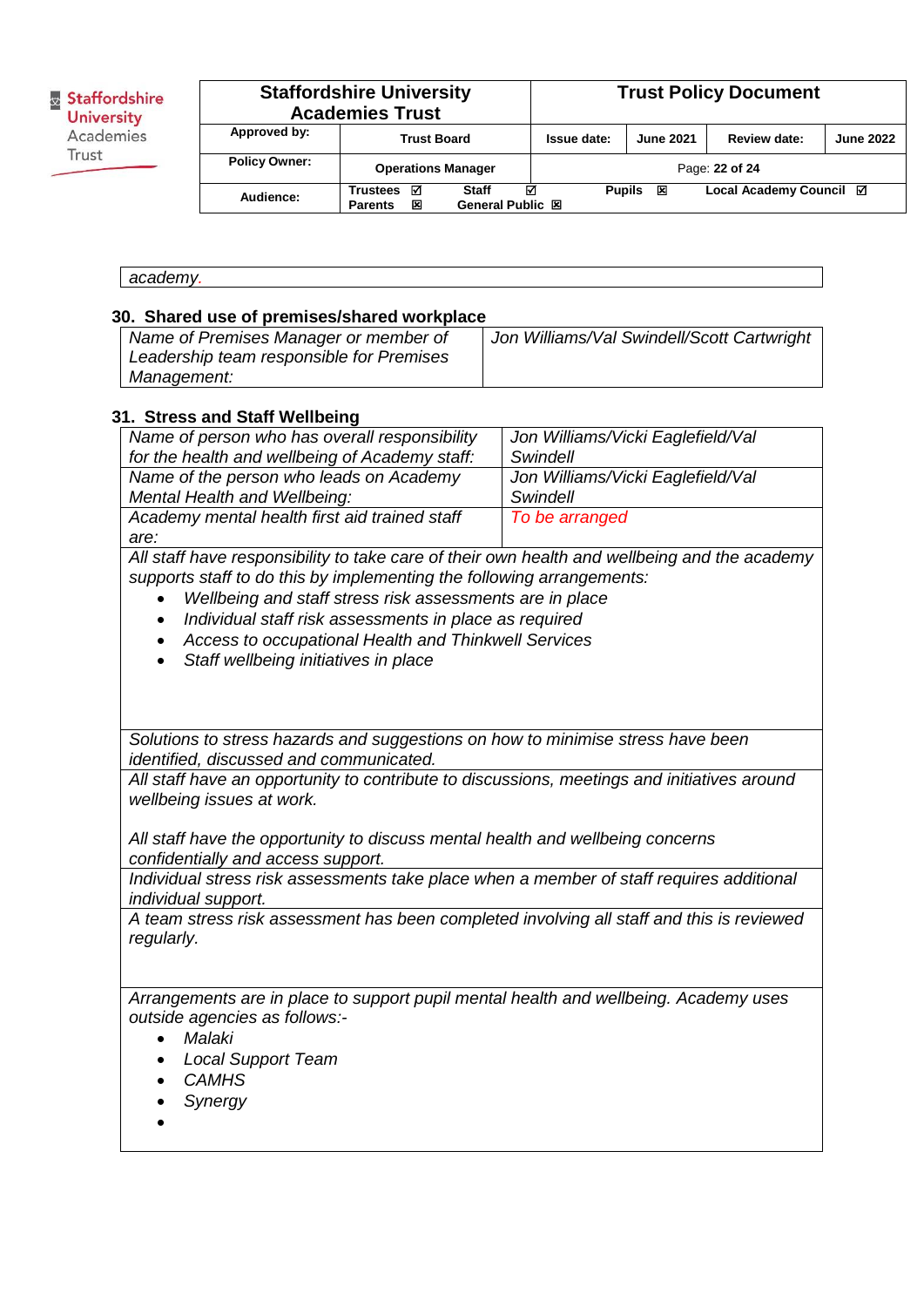| academy. |
|---|

## 30. Shared use of premises/shared workplace

| Name of Premises Manager or member of Leadership team responsible for Premises Management: | Jon Williams/Val Swindell/Scott Cartwright |
|---|---|

## 31. Stress and Staff Wellbeing

| Name of person who has overall responsibility for the health and wellbeing of Academy staff: | Jon Williams/Vicki Eaglefield/Val Swindell |
|---|---|
| Name of the person who leads on Academy Mental Health and Wellbeing: | Jon Williams/Vicki Eaglefield/Val Swindell |
| Academy mental health first aid trained staff are: | To be arranged |

*All staff have responsibility to take care of their own health and wellbeing and the academy supports staff to do this by implementing the following arrangements:*

- *Wellbeing and staff stress risk assessments are in place*
- *Individual staff risk assessments in place as required*
- *Access to occupational Health and Thinkwell Services*
- *Staff wellbeing initiatives in place*

*Solutions to stress hazards and suggestions on how to minimise stress have been identified, discussed and communicated.*

*All staff have an opportunity to contribute to discussions, meetings and initiatives around wellbeing issues at work.*

*All staff have the opportunity to discuss mental health and wellbeing concerns confidentially and access support.*

*Individual stress risk assessments take place when a member of staff requires additional individual support.*

*A team stress risk assessment has been completed involving all staff and this is reviewed regularly.*

*Arrangements are in place to support pupil mental health and wellbeing. Academy uses outside agencies as follows:-*

- *Malaki*
- *Local Support Team*
- *CAMHS*
- *Synergy*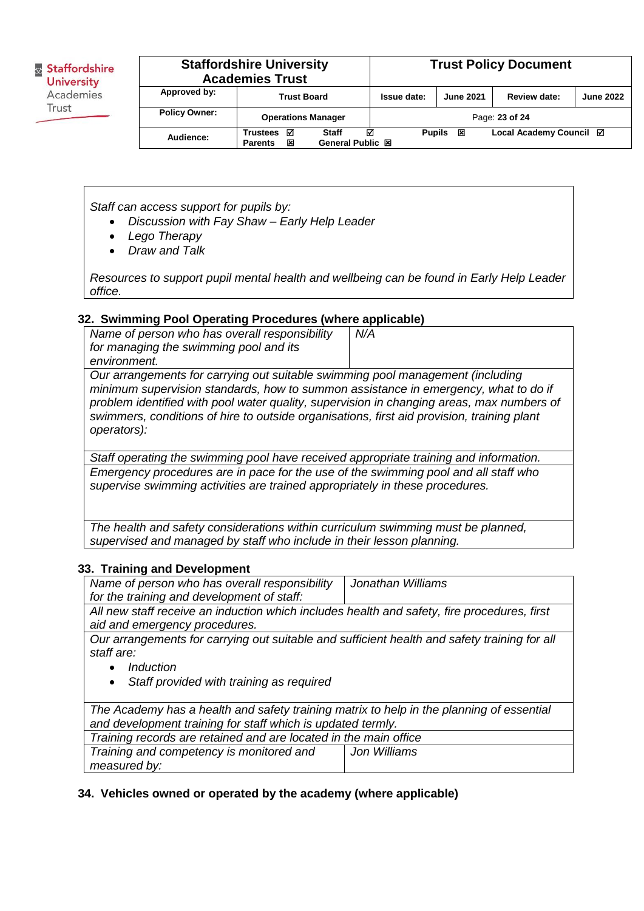| *Staff can access support for pupils by:*<br>• *Discussion with Fay Shaw – Early Help Leader*<br>• *Lego Therapy*<br>• *Draw and Talk*<br><br>*Resources to support pupil mental health and wellbeing can be found in Early Help Leader office.* |
|---|

## 32. Swimming Pool Operating Procedures (where applicable)

| *Name of person who has overall responsibility for managing the swimming pool and its environment.* | *N/A* |
|---|---|
| *Our arrangements for carrying out suitable swimming pool management (including minimum supervision standards, how to summon assistance in emergency, what to do if problem identified with pool water quality, supervision in changing areas, max numbers of swimmers, conditions of hire to outside organisations, first aid provision, training plant operators):* | |
| *Staff operating the swimming pool have received appropriate training and information.* | |
| *Emergency procedures are in pace for the use of the swimming pool and all staff who supervise swimming activities are trained appropriately in these procedures.* | |
| *The health and safety considerations within curriculum swimming must be planned, supervised and managed by staff who include in their lesson planning.* | |

## 33. Training and Development

| *Name of person who has overall responsibility for the training and development of staff:* | *Jonathan Williams* |
|---|---|
| *All new staff receive an induction which includes health and safety, fire procedures, first aid and emergency procedures.* | |
| *Our arrangements for carrying out suitable and sufficient health and safety training for all staff are:*<br>• *Induction*<br>• *Staff provided with training as required* | |
| *The Academy has a health and safety training matrix to help in the planning of essential and development training for staff which is updated termly.* | |
| *Training records are retained and are located in the main office* | |
| *Training and competency is monitored and measured by:* | *Jon Williams* |

## 34. Vehicles owned or operated by the academy (where applicable)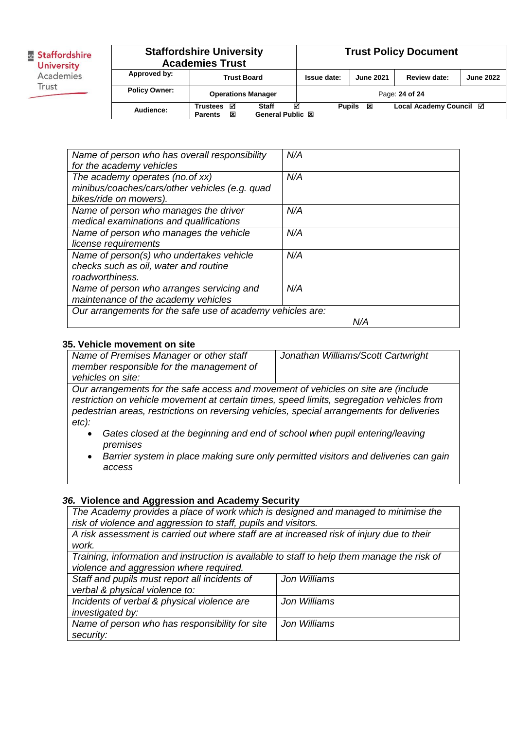| *Name of person who has overall responsibility for the academy vehicles* | *N/A* |
|---|---|
| *The academy operates (no.of xx) minibus/coaches/cars/other vehicles (e.g. quad bikes/ride on mowers).* | *N/A* |
| *Name of person who manages the driver medical examinations and qualifications* | *N/A* |
| *Name of person who manages the vehicle license requirements* | *N/A* |
| *Name of person(s) who undertakes vehicle checks such as oil, water and routine roadworthiness.* | *N/A* |
| *Name of person who arranges servicing and maintenance of the academy vehicles* | *N/A* |
| *Our arrangements for the safe use of academy vehicles are: N/A* | |

### 35. Vehicle movement on site

| *Name of Premises Manager or other staff member responsible for the management of vehicles on site:* | *Jonathan Williams/Scott Cartwright* |
|---|---|

*Our arrangements for the safe access and movement of vehicles on site are (include restriction on vehicle movement at certain times, speed limits, segregation vehicles from pedestrian areas, restrictions on reversing vehicles, special arrangements for deliveries etc):*

- *Gates closed at the beginning and end of school when pupil entering/leaving premises*
- *Barrier system in place making sure only permitted visitors and deliveries can gain access*

### *36.* Violence and Aggression and Academy Security

*The Academy provides a place of work which is designed and managed to minimise the risk of violence and aggression to staff, pupils and visitors.*

*A risk assessment is carried out where staff are at increased risk of injury due to their work.*

*Training, information and instruction is available to staff to help them manage the risk of violence and aggression where required.*

| *Staff and pupils must report all incidents of verbal & physical violence to:* | *Jon Williams* |
|---|---|
| *Incidents of verbal & physical violence are investigated by:* | *Jon Williams* |
| *Name of person who has responsibility for site security:* | *Jon Williams* |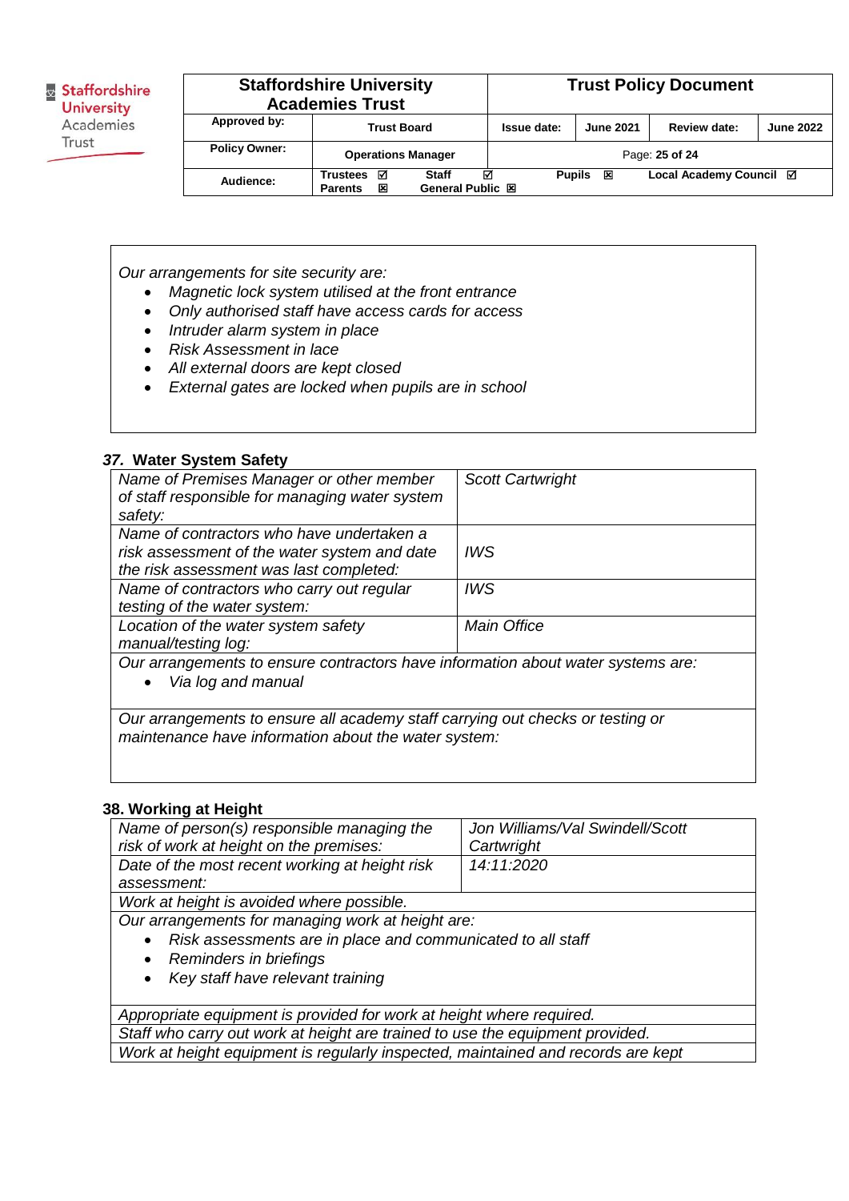*Our arrangements for site security are:*

- *Magnetic lock system utilised at the front entrance*
- *Only authorised staff have access cards for access*
- *Intruder alarm system in place*
- *Risk Assessment in lace*
- *All external doors are kept closed*
- *External gates are locked when pupils are in school*

### *37.* Water System Safety

| | |
|---|---|
| *Name of Premises Manager or other member of staff responsible for managing water system safety:* | *Scott Cartwright* |
| *Name of contractors who have undertaken a risk assessment of the water system and date the risk assessment was last completed:* | *IWS* |
| *Name of contractors who carry out regular testing of the water system:* | *IWS* |
| *Location of the water system safety manual/testing log:* | *Main Office* |
| *Our arrangements to ensure contractors have information about water systems are:* <br> • *Via log and manual* | |
| *Our arrangements to ensure all academy staff carrying out checks or testing or maintenance have information about the water system:* | |

### 38. Working at Height

| | |
|---|---|
| *Name of person(s) responsible managing the risk of work at height on the premises:* | *Jon Williams/Val Swindell/Scott Cartwright* |
| *Date of the most recent working at height risk assessment:* | *14:11:2020* |
| *Work at height is avoided where possible.* | |
| *Our arrangements for managing work at height are:* <br> • *Risk assessments are in place and communicated to all staff* <br> • *Reminders in briefings* <br> • *Key staff have relevant training* | |
| *Appropriate equipment is provided for work at height where required.* | |
| *Staff who carry out work at height are trained to use the equipment provided.* | |
| *Work at height equipment is regularly inspected, maintained and records are kept* | |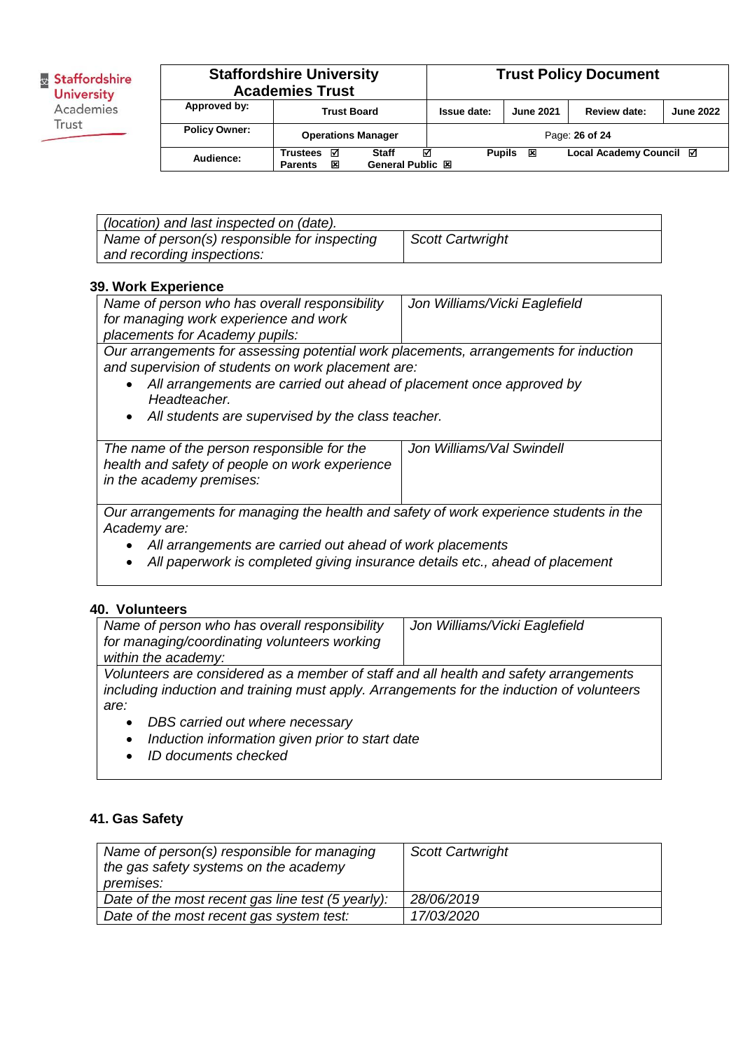| *(location) and last inspected on (date).* | |
|---|---|
| *Name of person(s) responsible for inspecting and recording inspections:* | *Scott Cartwright* |

### 39. Work Experience

| *Name of person who has overall responsibility for managing work experience and work placements for Academy pupils:* | *Jon Williams/Vicki Eaglefield* |
|---|---|
| *Our arrangements for assessing potential work placements, arrangements for induction and supervision of students on work placement are:*<br>• *All arrangements are carried out ahead of placement once approved by Headteacher.*<br>• *All students are supervised by the class teacher.* | |
| *The name of the person responsible for the health and safety of people on work experience in the academy premises:* | *Jon Williams/Val Swindell* |
| *Our arrangements for managing the health and safety of work experience students in the Academy are:*<br>• *All arrangements are carried out ahead of work placements*<br>• *All paperwork is completed giving insurance details etc., ahead of placement* | |

### 40. Volunteers

| *Name of person who has overall responsibility for managing/coordinating volunteers working within the academy:* | *Jon Williams/Vicki Eaglefield* |
|---|---|
| *Volunteers are considered as a member of staff and all health and safety arrangements including induction and training must apply. Arrangements for the induction of volunteers are:*<br>• *DBS carried out where necessary*<br>• *Induction information given prior to start date*<br>• *ID documents checked* | |

### 41. Gas Safety

| *Name of person(s) responsible for managing the gas safety systems on the academy premises:* | *Scott Cartwright* |
|---|---|
| *Date of the most recent gas line test (5 yearly):* | *28/06/2019* |
| *Date of the most recent gas system test:* | *17/03/2020* |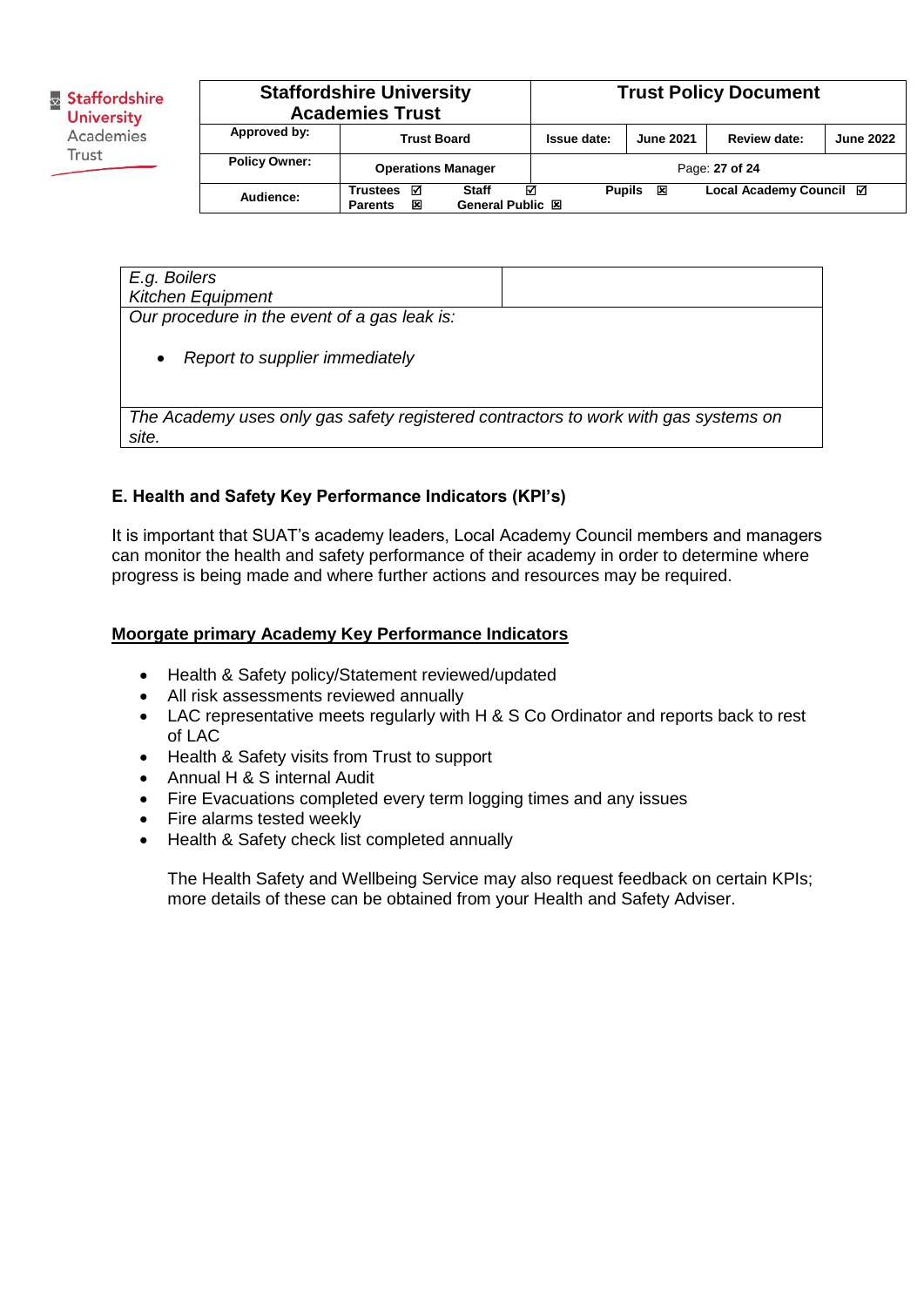| | |
|---|---|
| *E.g. Boilers*<br>*Kitchen Equipment* | |
| *Our procedure in the event of a gas leak is:*<br>• *Report to supplier immediately* | |
| *The Academy uses only gas safety registered contractors to work with gas systems on site.* | |

**E. Health and Safety Key Performance Indicators (KPI's)**

It is important that SUAT's academy leaders, Local Academy Council members and managers can monitor the health and safety performance of their academy in order to determine where progress is being made and where further actions and resources may be required.

**Moorgate primary Academy Key Performance Indicators**

- Health & Safety policy/Statement reviewed/updated
- All risk assessments reviewed annually
- LAC representative meets regularly with H & S Co Ordinator and reports back to rest of LAC
- Health & Safety visits from Trust to support
- Annual H & S internal Audit
- Fire Evacuations completed every term logging times and any issues
- Fire alarms tested weekly
- Health & Safety check list completed annually

The Health Safety and Wellbeing Service may also request feedback on certain KPIs; more details of these can be obtained from your Health and Safety Adviser.